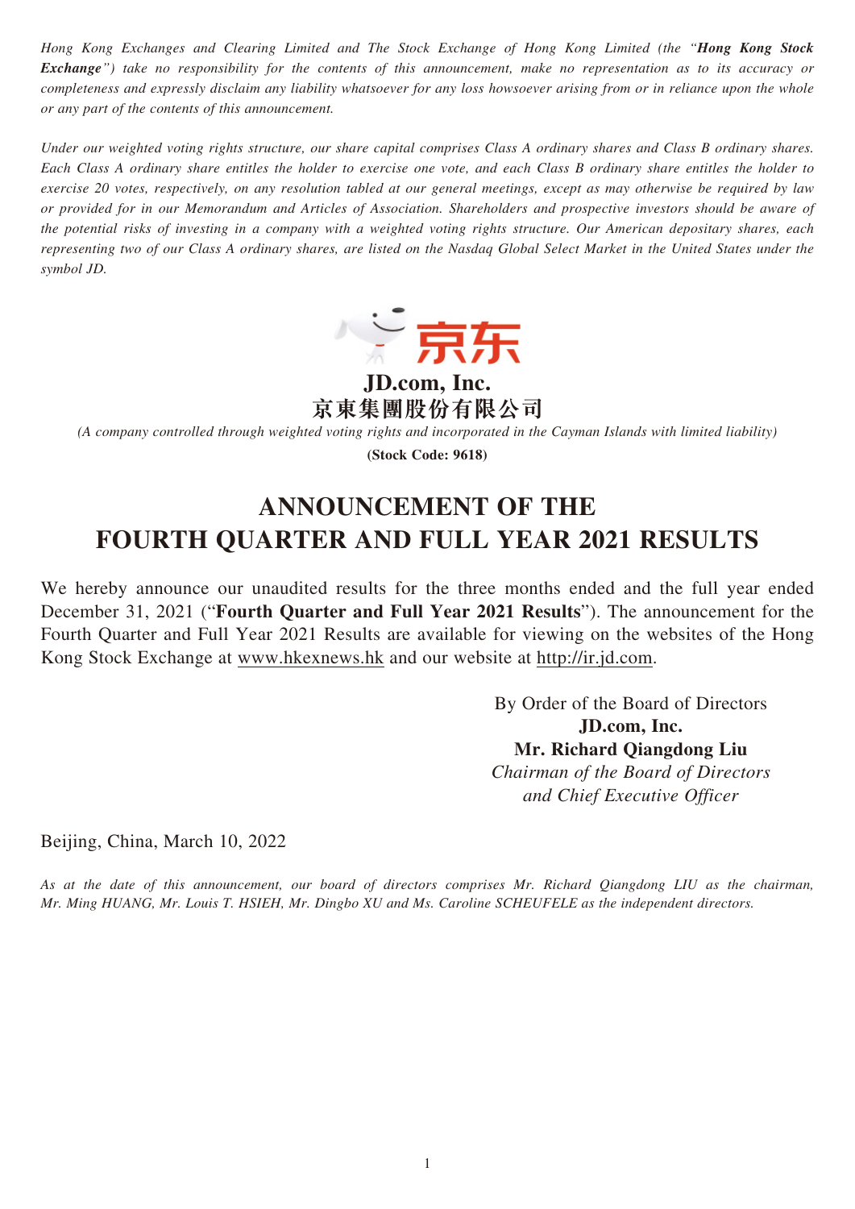*Hong Kong Exchanges and Clearing Limited and The Stock Exchange of Hong Kong Limited (the "**Hong Kong Stock Exchange**") take no responsibility for the contents of this announcement, make no representation as to its accuracy or completeness and expressly disclaim any liability whatsoever for any loss howsoever arising from or in reliance upon the whole or any part of the contents of this announcement.*

*Under our weighted voting rights structure, our share capital comprises Class A ordinary shares and Class B ordinary shares. Each Class A ordinary share entitles the holder to exercise one vote, and each Class B ordinary share entitles the holder to exercise 20 votes, respectively, on any resolution tabled at our general meetings, except as may otherwise be required by law or provided for in our Memorandum and Articles of Association. Shareholders and prospective investors should be aware of the potential risks of investing in a company with a weighted voting rights structure. Our American depositary shares, each representing two of our Class A ordinary shares, are listed on the Nasdaq Global Select Market in the United States under the symbol JD.*

京东

**JD.com, Inc.**
**京東集團股份有限公司**

*(A company controlled through weighted voting rights and incorporated in the Cayman Islands with limited liability)*

**(Stock Code: 9618)**

# ANNOUNCEMENT OF THE FOURTH QUARTER AND FULL YEAR 2021 RESULTS

We hereby announce our unaudited results for the three months ended and the full year ended December 31, 2021 ("**Fourth Quarter and Full Year 2021 Results**"). The announcement for the Fourth Quarter and Full Year 2021 Results are available for viewing on the websites of the Hong Kong Stock Exchange at www.hkexnews.hk and our website at http://ir.jd.com.

By Order of the Board of Directors
**JD.com, Inc.**
**Mr. Richard Qiangdong Liu**
*Chairman of the Board of Directors and Chief Executive Officer*

Beijing, China, March 10, 2022

*As at the date of this announcement, our board of directors comprises Mr. Richard Qiangdong LIU as the chairman, Mr. Ming HUANG, Mr. Louis T. HSIEH, Mr. Dingbo XU and Ms. Caroline SCHEUFELE as the independent directors.*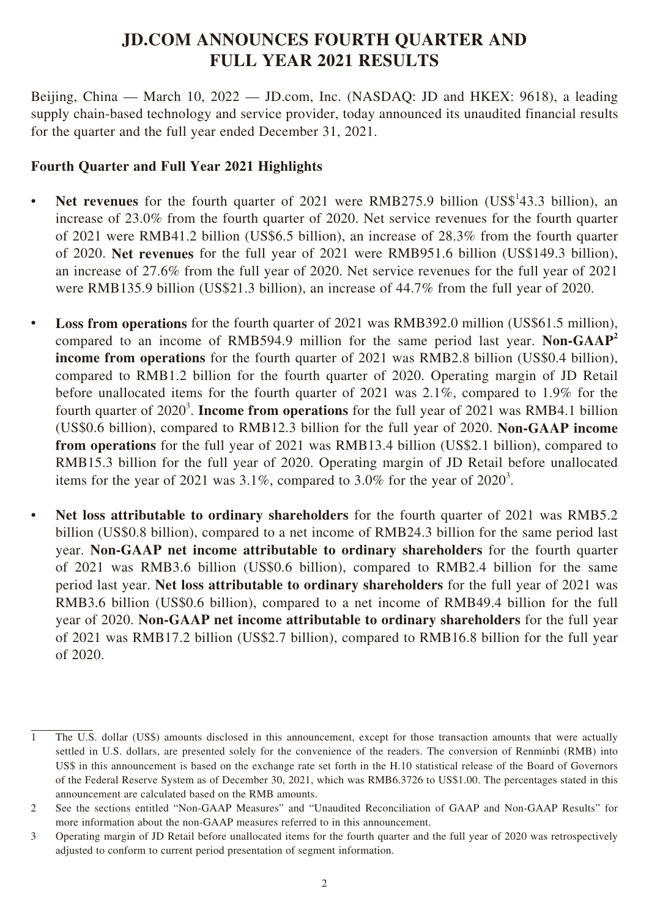# JD.COM ANNOUNCES FOURTH QUARTER AND FULL YEAR 2021 RESULTS

Beijing, China — March 10, 2022 — JD.com, Inc. (NASDAQ: JD and HKEX: 9618), a leading supply chain-based technology and service provider, today announced its unaudited financial results for the quarter and the full year ended December 31, 2021.

**Fourth Quarter and Full Year 2021 Highlights**

- **Net revenues** for the fourth quarter of 2021 were RMB275.9 billion (US$[1]43.3 billion), an increase of 23.0% from the fourth quarter of 2020. Net service revenues for the fourth quarter of 2021 were RMB41.2 billion (US$6.5 billion), an increase of 28.3% from the fourth quarter of 2020. **Net revenues** for the full year of 2021 were RMB951.6 billion (US$149.3 billion), an increase of 27.6% from the full year of 2020. Net service revenues for the full year of 2021 were RMB135.9 billion (US$21.3 billion), an increase of 44.7% from the full year of 2020.

- **Loss from operations** for the fourth quarter of 2021 was RMB392.0 million (US$61.5 million), compared to an income of RMB594.9 million for the same period last year. **Non-GAAP[2] income from operations** for the fourth quarter of 2021 was RMB2.8 billion (US$0.4 billion), compared to RMB1.2 billion for the fourth quarter of 2020. Operating margin of JD Retail before unallocated items for the fourth quarter of 2021 was 2.1%, compared to 1.9% for the fourth quarter of 2020[3]. **Income from operations** for the full year of 2021 was RMB4.1 billion (US$0.6 billion), compared to RMB12.3 billion for the full year of 2020. **Non-GAAP income from operations** for the full year of 2021 was RMB13.4 billion (US$2.1 billion), compared to RMB15.3 billion for the full year of 2020. Operating margin of JD Retail before unallocated items for the year of 2021 was 3.1%, compared to 3.0% for the year of 2020[3].

- **Net loss attributable to ordinary shareholders** for the fourth quarter of 2021 was RMB5.2 billion (US$0.8 billion), compared to a net income of RMB24.3 billion for the same period last year. **Non-GAAP net income attributable to ordinary shareholders** for the fourth quarter of 2021 was RMB3.6 billion (US$0.6 billion), compared to RMB2.4 billion for the same period last year. **Net loss attributable to ordinary shareholders** for the full year of 2021 was RMB3.6 billion (US$0.6 billion), compared to a net income of RMB49.4 billion for the full year of 2020. **Non-GAAP net income attributable to ordinary shareholders** for the full year of 2021 was RMB17.2 billion (US$2.7 billion), compared to RMB16.8 billion for the full year of 2020.

---

1 The U.S. dollar (US$) amounts disclosed in this announcement, except for those transaction amounts that were actually settled in U.S. dollars, are presented solely for the convenience of the readers. The conversion of Renminbi (RMB) into US$ in this announcement is based on the exchange rate set forth in the H.10 statistical release of the Board of Governors of the Federal Reserve System as of December 30, 2021, which was RMB6.3726 to US$1.00. The percentages stated in this announcement are calculated based on the RMB amounts.

2 See the sections entitled "Non-GAAP Measures" and "Unaudited Reconciliation of GAAP and Non-GAAP Results" for more information about the non-GAAP measures referred to in this announcement.

3 Operating margin of JD Retail before unallocated items for the fourth quarter and the full year of 2020 was retrospectively adjusted to conform to current period presentation of segment information.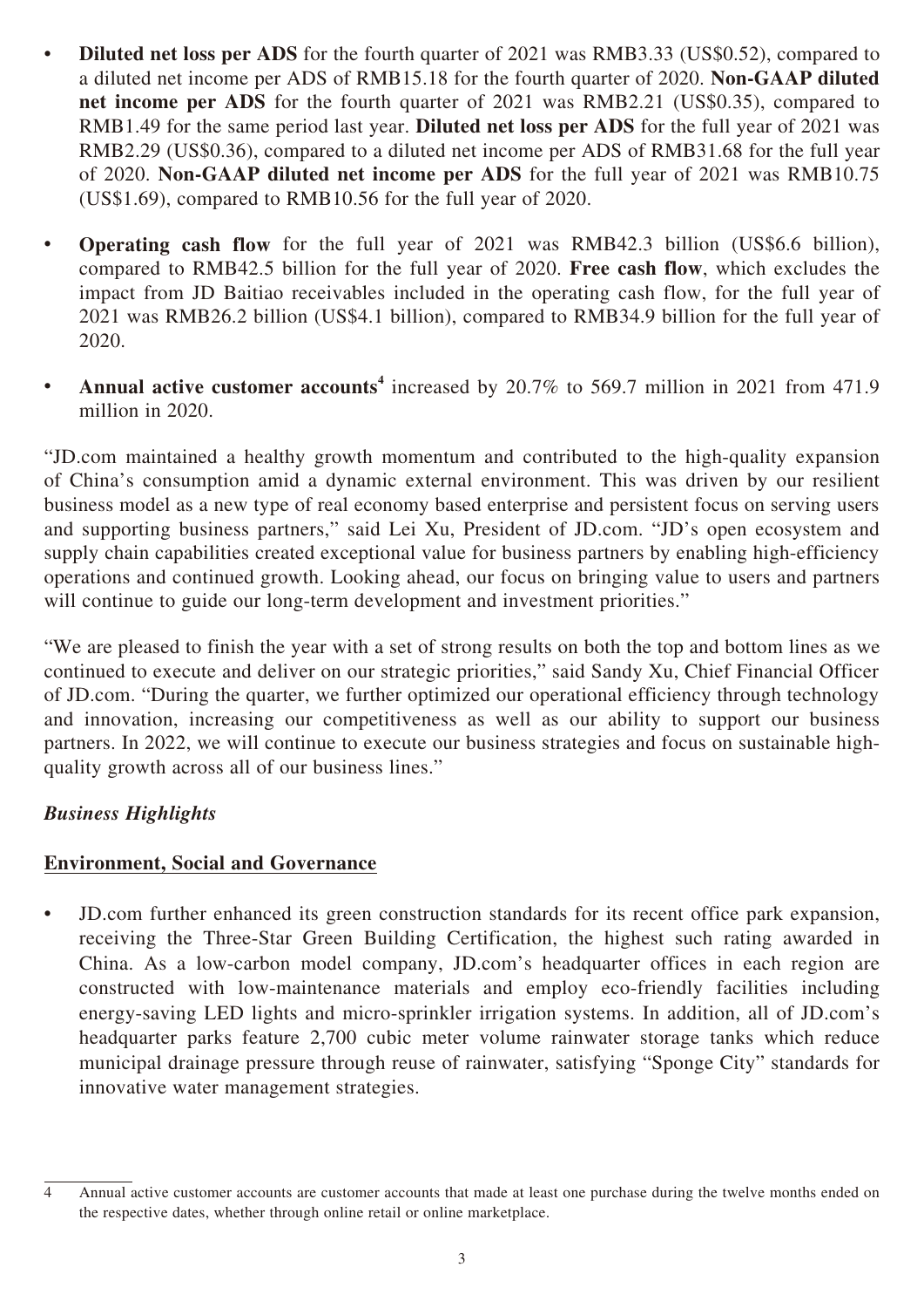- **Diluted net loss per ADS** for the fourth quarter of 2021 was RMB3.33 (US$0.52), compared to a diluted net income per ADS of RMB15.18 for the fourth quarter of 2020. **Non-GAAP diluted net income per ADS** for the fourth quarter of 2021 was RMB2.21 (US$0.35), compared to RMB1.49 for the same period last year. **Diluted net loss per ADS** for the full year of 2021 was RMB2.29 (US$0.36), compared to a diluted net income per ADS of RMB31.68 for the full year of 2020. **Non-GAAP diluted net income per ADS** for the full year of 2021 was RMB10.75 (US$1.69), compared to RMB10.56 for the full year of 2020.

- **Operating cash flow** for the full year of 2021 was RMB42.3 billion (US$6.6 billion), compared to RMB42.5 billion for the full year of 2020. **Free cash flow**, which excludes the impact from JD Baitiao receivables included in the operating cash flow, for the full year of 2021 was RMB26.2 billion (US$4.1 billion), compared to RMB34.9 billion for the full year of 2020.

- **Annual active customer accounts**[4] increased by 20.7% to 569.7 million in 2021 from 471.9 million in 2020.

"JD.com maintained a healthy growth momentum and contributed to the high-quality expansion of China's consumption amid a dynamic external environment. This was driven by our resilient business model as a new type of real economy based enterprise and persistent focus on serving users and supporting business partners," said Lei Xu, President of JD.com. "JD's open ecosystem and supply chain capabilities created exceptional value for business partners by enabling high-efficiency operations and continued growth. Looking ahead, our focus on bringing value to users and partners will continue to guide our long-term development and investment priorities."

"We are pleased to finish the year with a set of strong results on both the top and bottom lines as we continued to execute and deliver on our strategic priorities," said Sandy Xu, Chief Financial Officer of JD.com. "During the quarter, we further optimized our operational efficiency through technology and innovation, increasing our competitiveness as well as our ability to support our business partners. In 2022, we will continue to execute our business strategies and focus on sustainable high-quality growth across all of our business lines."

### *Business Highlights*

### Environment, Social and Governance

- JD.com further enhanced its green construction standards for its recent office park expansion, receiving the Three-Star Green Building Certification, the highest such rating awarded in China. As a low-carbon model company, JD.com's headquarter offices in each region are constructed with low-maintenance materials and employ eco-friendly facilities including energy-saving LED lights and micro-sprinkler irrigation systems. In addition, all of JD.com's headquarter parks feature 2,700 cubic meter volume rainwater storage tanks which reduce municipal drainage pressure through reuse of rainwater, satisfying "Sponge City" standards for innovative water management strategies.

---

4 Annual active customer accounts are customer accounts that made at least one purchase during the twelve months ended on the respective dates, whether through online retail or online marketplace.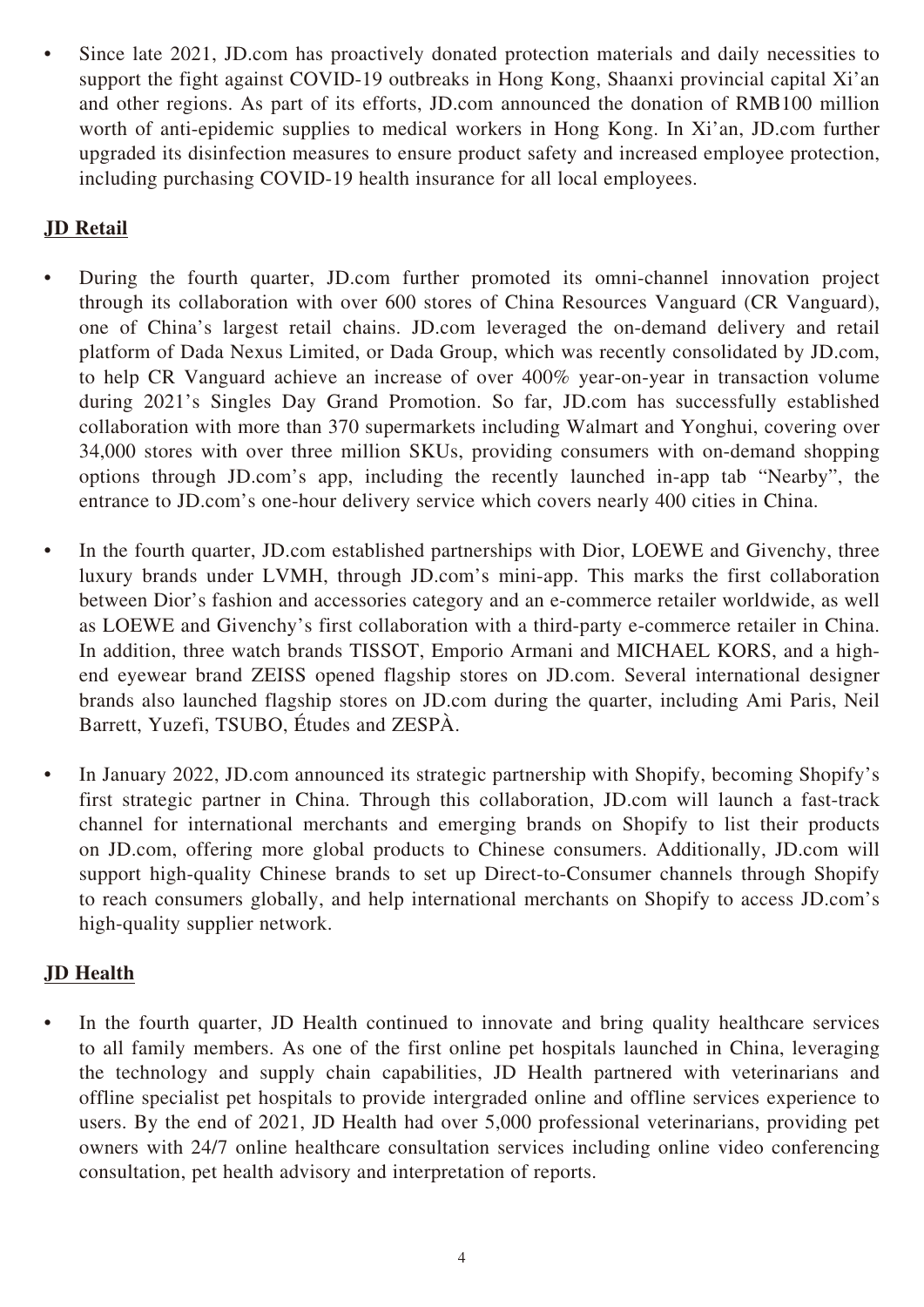- Since late 2021, JD.com has proactively donated protection materials and daily necessities to support the fight against COVID-19 outbreaks in Hong Kong, Shaanxi provincial capital Xi'an and other regions. As part of its efforts, JD.com announced the donation of RMB100 million worth of anti-epidemic supplies to medical workers in Hong Kong. In Xi'an, JD.com further upgraded its disinfection measures to ensure product safety and increased employee protection, including purchasing COVID-19 health insurance for all local employees.

## JD Retail

- During the fourth quarter, JD.com further promoted its omni-channel innovation project through its collaboration with over 600 stores of China Resources Vanguard (CR Vanguard), one of China's largest retail chains. JD.com leveraged the on-demand delivery and retail platform of Dada Nexus Limited, or Dada Group, which was recently consolidated by JD.com, to help CR Vanguard achieve an increase of over 400% year-on-year in transaction volume during 2021's Singles Day Grand Promotion. So far, JD.com has successfully established collaboration with more than 370 supermarkets including Walmart and Yonghui, covering over 34,000 stores with over three million SKUs, providing consumers with on-demand shopping options through JD.com's app, including the recently launched in-app tab "Nearby", the entrance to JD.com's one-hour delivery service which covers nearly 400 cities in China.

- In the fourth quarter, JD.com established partnerships with Dior, LOEWE and Givenchy, three luxury brands under LVMH, through JD.com's mini-app. This marks the first collaboration between Dior's fashion and accessories category and an e-commerce retailer worldwide, as well as LOEWE and Givenchy's first collaboration with a third-party e-commerce retailer in China. In addition, three watch brands TISSOT, Emporio Armani and MICHAEL KORS, and a high-end eyewear brand ZEISS opened flagship stores on JD.com. Several international designer brands also launched flagship stores on JD.com during the quarter, including Ami Paris, Neil Barrett, Yuzefi, TSUBO, Études and ZESPÀ.

- In January 2022, JD.com announced its strategic partnership with Shopify, becoming Shopify's first strategic partner in China. Through this collaboration, JD.com will launch a fast-track channel for international merchants and emerging brands on Shopify to list their products on JD.com, offering more global products to Chinese consumers. Additionally, JD.com will support high-quality Chinese brands to set up Direct-to-Consumer channels through Shopify to reach consumers globally, and help international merchants on Shopify to access JD.com's high-quality supplier network.

## JD Health

- In the fourth quarter, JD Health continued to innovate and bring quality healthcare services to all family members. As one of the first online pet hospitals launched in China, leveraging the technology and supply chain capabilities, JD Health partnered with veterinarians and offline specialist pet hospitals to provide intergraded online and offline services experience to users. By the end of 2021, JD Health had over 5,000 professional veterinarians, providing pet owners with 24/7 online healthcare consultation services including online video conferencing consultation, pet health advisory and interpretation of reports.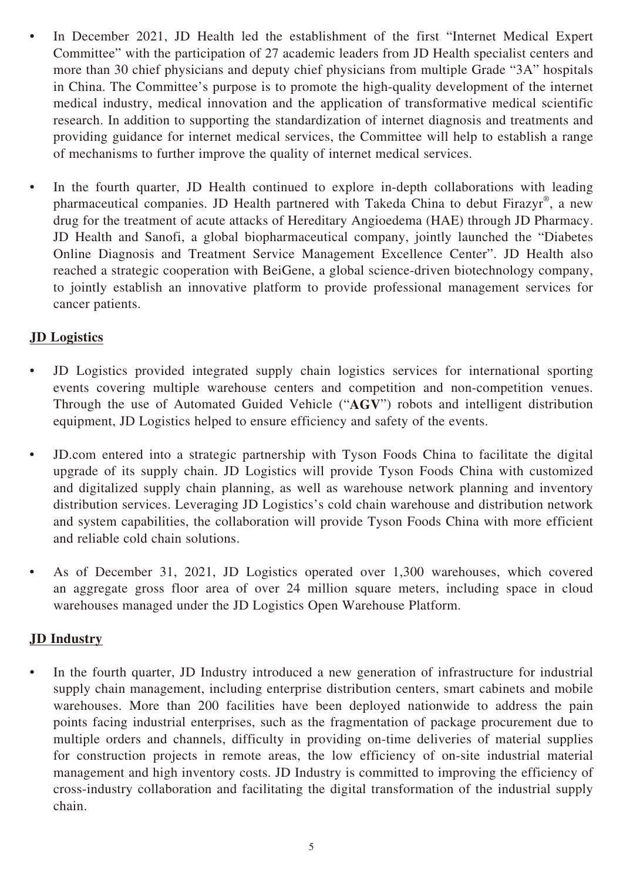- In December 2021, JD Health led the establishment of the first "Internet Medical Expert Committee" with the participation of 27 academic leaders from JD Health specialist centers and more than 30 chief physicians and deputy chief physicians from multiple Grade "3A" hospitals in China. The Committee's purpose is to promote the high-quality development of the internet medical industry, medical innovation and the application of transformative medical scientific research. In addition to supporting the standardization of internet diagnosis and treatments and providing guidance for internet medical services, the Committee will help to establish a range of mechanisms to further improve the quality of internet medical services.

- In the fourth quarter, JD Health continued to explore in-depth collaborations with leading pharmaceutical companies. JD Health partnered with Takeda China to debut Firazyr®, a new drug for the treatment of acute attacks of Hereditary Angioedema (HAE) through JD Pharmacy. JD Health and Sanofi, a global biopharmaceutical company, jointly launched the "Diabetes Online Diagnosis and Treatment Service Management Excellence Center". JD Health also reached a strategic cooperation with BeiGene, a global science-driven biotechnology company, to jointly establish an innovative platform to provide professional management services for cancer patients.

**JD Logistics**

- JD Logistics provided integrated supply chain logistics services for international sporting events covering multiple warehouse centers and competition and non-competition venues. Through the use of Automated Guided Vehicle ("**AGV**") robots and intelligent distribution equipment, JD Logistics helped to ensure efficiency and safety of the events.

- JD.com entered into a strategic partnership with Tyson Foods China to facilitate the digital upgrade of its supply chain. JD Logistics will provide Tyson Foods China with customized and digitalized supply chain planning, as well as warehouse network planning and inventory distribution services. Leveraging JD Logistics's cold chain warehouse and distribution network and system capabilities, the collaboration will provide Tyson Foods China with more efficient and reliable cold chain solutions.

- As of December 31, 2021, JD Logistics operated over 1,300 warehouses, which covered an aggregate gross floor area of over 24 million square meters, including space in cloud warehouses managed under the JD Logistics Open Warehouse Platform.

**JD Industry**

- In the fourth quarter, JD Industry introduced a new generation of infrastructure for industrial supply chain management, including enterprise distribution centers, smart cabinets and mobile warehouses. More than 200 facilities have been deployed nationwide to address the pain points facing industrial enterprises, such as the fragmentation of package procurement due to multiple orders and channels, difficulty in providing on-time deliveries of material supplies for construction projects in remote areas, the low efficiency of on-site industrial material management and high inventory costs. JD Industry is committed to improving the efficiency of cross-industry collaboration and facilitating the digital transformation of the industrial supply chain.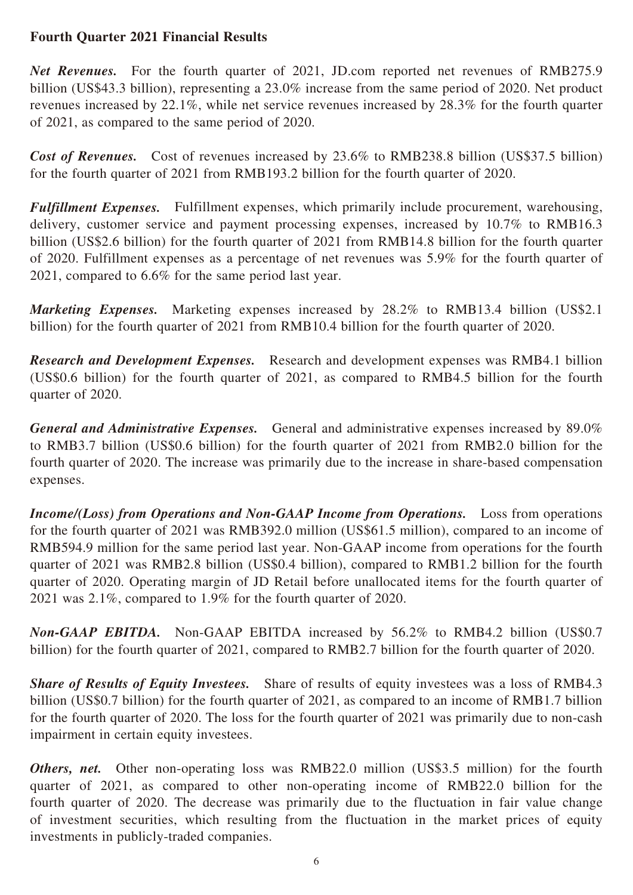**Fourth Quarter 2021 Financial Results**

***Net Revenues.*** For the fourth quarter of 2021, JD.com reported net revenues of RMB275.9 billion (US$43.3 billion), representing a 23.0% increase from the same period of 2020. Net product revenues increased by 22.1%, while net service revenues increased by 28.3% for the fourth quarter of 2021, as compared to the same period of 2020.

***Cost of Revenues.*** Cost of revenues increased by 23.6% to RMB238.8 billion (US$37.5 billion) for the fourth quarter of 2021 from RMB193.2 billion for the fourth quarter of 2020.

***Fulfillment Expenses.*** Fulfillment expenses, which primarily include procurement, warehousing, delivery, customer service and payment processing expenses, increased by 10.7% to RMB16.3 billion (US$2.6 billion) for the fourth quarter of 2021 from RMB14.8 billion for the fourth quarter of 2020. Fulfillment expenses as a percentage of net revenues was 5.9% for the fourth quarter of 2021, compared to 6.6% for the same period last year.

***Marketing Expenses.*** Marketing expenses increased by 28.2% to RMB13.4 billion (US$2.1 billion) for the fourth quarter of 2021 from RMB10.4 billion for the fourth quarter of 2020.

***Research and Development Expenses.*** Research and development expenses was RMB4.1 billion (US$0.6 billion) for the fourth quarter of 2021, as compared to RMB4.5 billion for the fourth quarter of 2020.

***General and Administrative Expenses.*** General and administrative expenses increased by 89.0% to RMB3.7 billion (US$0.6 billion) for the fourth quarter of 2021 from RMB2.0 billion for the fourth quarter of 2020. The increase was primarily due to the increase in share-based compensation expenses.

***Income/(Loss) from Operations and Non-GAAP Income from Operations.*** Loss from operations for the fourth quarter of 2021 was RMB392.0 million (US$61.5 million), compared to an income of RMB594.9 million for the same period last year. Non-GAAP income from operations for the fourth quarter of 2021 was RMB2.8 billion (US$0.4 billion), compared to RMB1.2 billion for the fourth quarter of 2020. Operating margin of JD Retail before unallocated items for the fourth quarter of 2021 was 2.1%, compared to 1.9% for the fourth quarter of 2020.

***Non-GAAP EBITDA.*** Non-GAAP EBITDA increased by 56.2% to RMB4.2 billion (US$0.7 billion) for the fourth quarter of 2021, compared to RMB2.7 billion for the fourth quarter of 2020.

***Share of Results of Equity Investees.*** Share of results of equity investees was a loss of RMB4.3 billion (US$0.7 billion) for the fourth quarter of 2021, as compared to an income of RMB1.7 billion for the fourth quarter of 2020. The loss for the fourth quarter of 2021 was primarily due to non-cash impairment in certain equity investees.

***Others, net.*** Other non-operating loss was RMB22.0 million (US$3.5 million) for the fourth quarter of 2021, as compared to other non-operating income of RMB22.0 billion for the fourth quarter of 2020. The decrease was primarily due to the fluctuation in fair value change of investment securities, which resulting from the fluctuation in the market prices of equity investments in publicly-traded companies.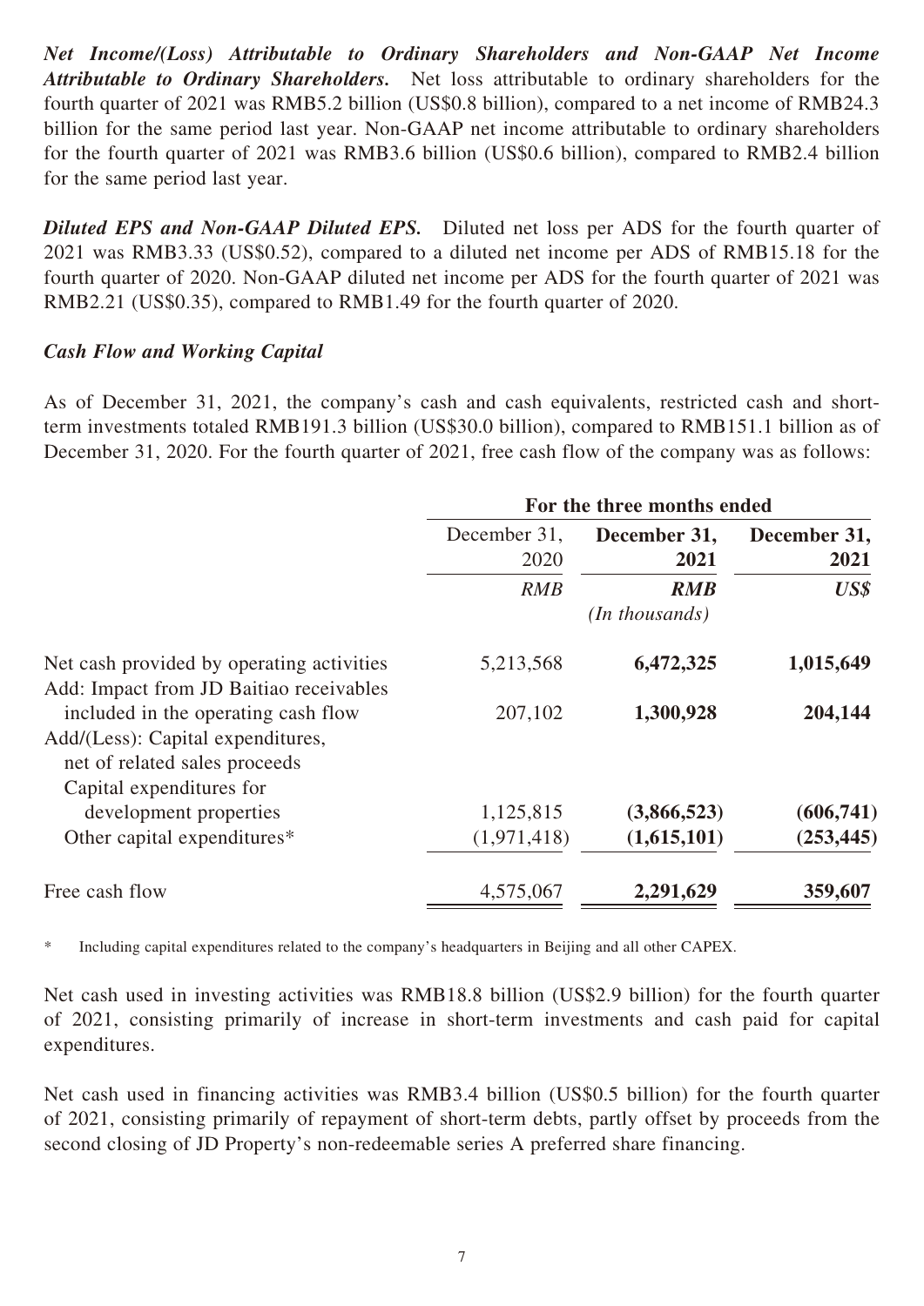***Net Income/(Loss) Attributable to Ordinary Shareholders and Non-GAAP Net Income Attributable to Ordinary Shareholders.*** Net loss attributable to ordinary shareholders for the fourth quarter of 2021 was RMB5.2 billion (US$0.8 billion), compared to a net income of RMB24.3 billion for the same period last year. Non-GAAP net income attributable to ordinary shareholders for the fourth quarter of 2021 was RMB3.6 billion (US$0.6 billion), compared to RMB2.4 billion for the same period last year.

***Diluted EPS and Non-GAAP Diluted EPS.*** Diluted net loss per ADS for the fourth quarter of 2021 was RMB3.33 (US$0.52), compared to a diluted net income per ADS of RMB15.18 for the fourth quarter of 2020. Non-GAAP diluted net income per ADS for the fourth quarter of 2021 was RMB2.21 (US$0.35), compared to RMB1.49 for the fourth quarter of 2020.

***Cash Flow and Working Capital***

As of December 31, 2021, the company's cash and cash equivalents, restricted cash and short-term investments totaled RMB191.3 billion (US$30.0 billion), compared to RMB151.1 billion as of December 31, 2020. For the fourth quarter of 2021, free cash flow of the company was as follows:

| | For the three months ended | | |
|---|---|---|---|
| | December 31, 2020 | **December 31, 2021** | **December 31, 2021** |
| | *RMB* | ***RMB*** | ***US$*** |
| | | *(In thousands)* | |
| Net cash provided by operating activities | 5,213,568 | **6,472,325** | **1,015,649** |
| Add: Impact from JD Baitiao receivables included in the operating cash flow | 207,102 | **1,300,928** | **204,144** |
| Add/(Less): Capital expenditures, net of related sales proceeds | | | |
| Capital expenditures for development properties | 1,125,815 | **(3,866,523)** | **(606,741)** |
| Other capital expenditures* | (1,971,418) | **(1,615,101)** | **(253,445)** |
| Free cash flow | 4,575,067 | **2,291,629** | **359,607** |

\* Including capital expenditures related to the company's headquarters in Beijing and all other CAPEX.

Net cash used in investing activities was RMB18.8 billion (US$2.9 billion) for the fourth quarter of 2021, consisting primarily of increase in short-term investments and cash paid for capital expenditures.

Net cash used in financing activities was RMB3.4 billion (US$0.5 billion) for the fourth quarter of 2021, consisting primarily of repayment of short-term debts, partly offset by proceeds from the second closing of JD Property's non-redeemable series A preferred share financing.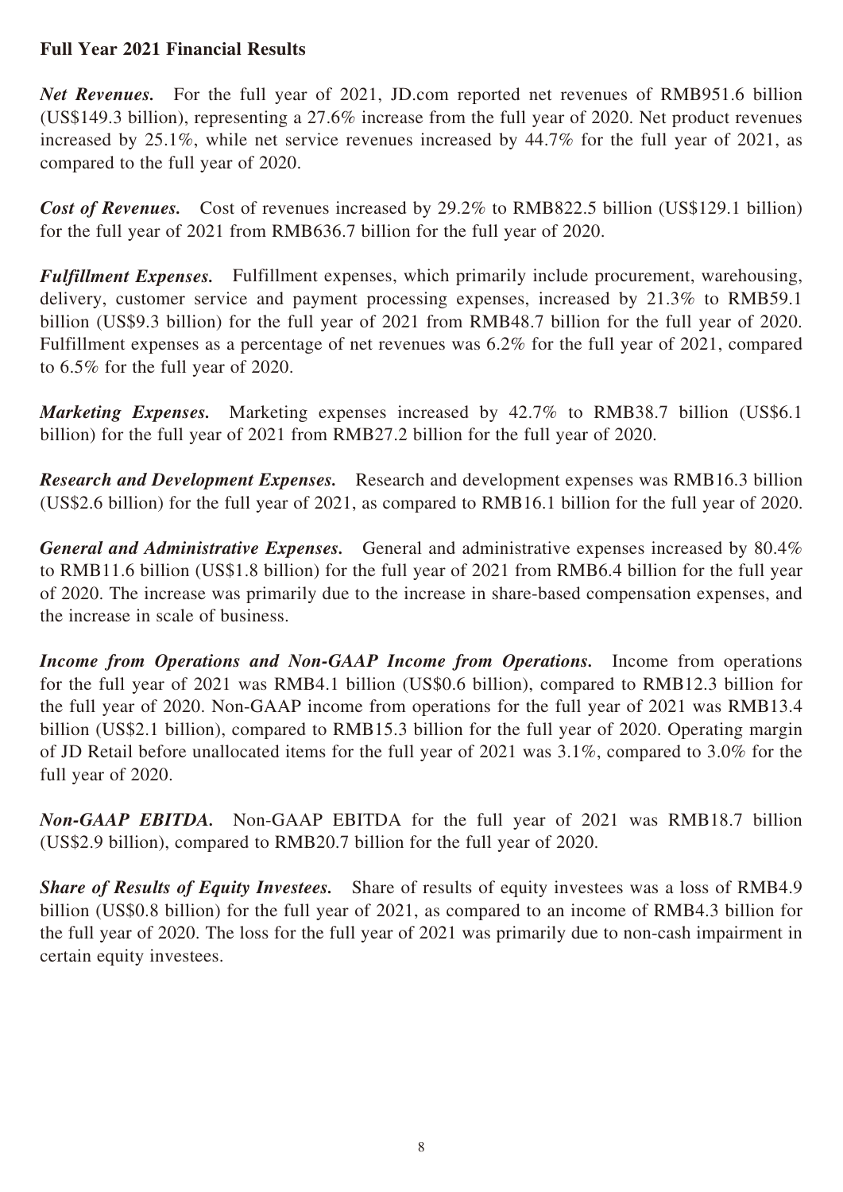**Full Year 2021 Financial Results**

***Net Revenues.*** For the full year of 2021, JD.com reported net revenues of RMB951.6 billion (US$149.3 billion), representing a 27.6% increase from the full year of 2020. Net product revenues increased by 25.1%, while net service revenues increased by 44.7% for the full year of 2021, as compared to the full year of 2020.

***Cost of Revenues.*** Cost of revenues increased by 29.2% to RMB822.5 billion (US$129.1 billion) for the full year of 2021 from RMB636.7 billion for the full year of 2020.

***Fulfillment Expenses.*** Fulfillment expenses, which primarily include procurement, warehousing, delivery, customer service and payment processing expenses, increased by 21.3% to RMB59.1 billion (US$9.3 billion) for the full year of 2021 from RMB48.7 billion for the full year of 2020. Fulfillment expenses as a percentage of net revenues was 6.2% for the full year of 2021, compared to 6.5% for the full year of 2020.

***Marketing Expenses.*** Marketing expenses increased by 42.7% to RMB38.7 billion (US$6.1 billion) for the full year of 2021 from RMB27.2 billion for the full year of 2020.

***Research and Development Expenses.*** Research and development expenses was RMB16.3 billion (US$2.6 billion) for the full year of 2021, as compared to RMB16.1 billion for the full year of 2020.

***General and Administrative Expenses.*** General and administrative expenses increased by 80.4% to RMB11.6 billion (US$1.8 billion) for the full year of 2021 from RMB6.4 billion for the full year of 2020. The increase was primarily due to the increase in share-based compensation expenses, and the increase in scale of business.

***Income from Operations and Non-GAAP Income from Operations.*** Income from operations for the full year of 2021 was RMB4.1 billion (US$0.6 billion), compared to RMB12.3 billion for the full year of 2020. Non-GAAP income from operations for the full year of 2021 was RMB13.4 billion (US$2.1 billion), compared to RMB15.3 billion for the full year of 2020. Operating margin of JD Retail before unallocated items for the full year of 2021 was 3.1%, compared to 3.0% for the full year of 2020.

***Non-GAAP EBITDA.*** Non-GAAP EBITDA for the full year of 2021 was RMB18.7 billion (US$2.9 billion), compared to RMB20.7 billion for the full year of 2020.

***Share of Results of Equity Investees.*** Share of results of equity investees was a loss of RMB4.9 billion (US$0.8 billion) for the full year of 2021, as compared to an income of RMB4.3 billion for the full year of 2020. The loss for the full year of 2021 was primarily due to non-cash impairment in certain equity investees.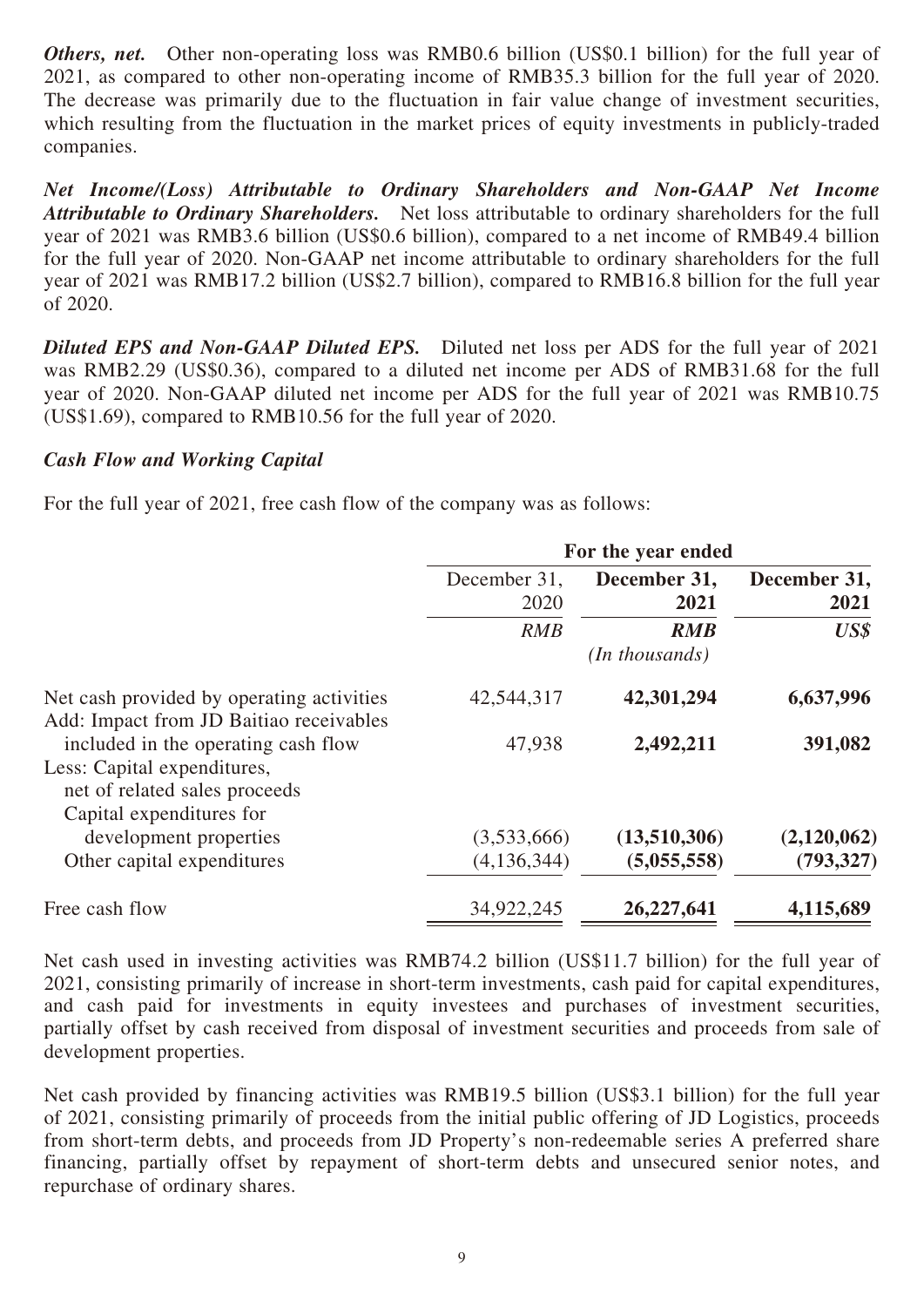***Others, net.*** Other non-operating loss was RMB0.6 billion (US$0.1 billion) for the full year of 2021, as compared to other non-operating income of RMB35.3 billion for the full year of 2020. The decrease was primarily due to the fluctuation in fair value change of investment securities, which resulting from the fluctuation in the market prices of equity investments in publicly-traded companies.

***Net Income/(Loss) Attributable to Ordinary Shareholders and Non-GAAP Net Income Attributable to Ordinary Shareholders.*** Net loss attributable to ordinary shareholders for the full year of 2021 was RMB3.6 billion (US$0.6 billion), compared to a net income of RMB49.4 billion for the full year of 2020. Non-GAAP net income attributable to ordinary shareholders for the full year of 2021 was RMB17.2 billion (US$2.7 billion), compared to RMB16.8 billion for the full year of 2020.

***Diluted EPS and Non-GAAP Diluted EPS.*** Diluted net loss per ADS for the full year of 2021 was RMB2.29 (US$0.36), compared to a diluted net income per ADS of RMB31.68 for the full year of 2020. Non-GAAP diluted net income per ADS for the full year of 2021 was RMB10.75 (US$1.69), compared to RMB10.56 for the full year of 2020.

***Cash Flow and Working Capital***

For the full year of 2021, free cash flow of the company was as follows:

| | For the year ended | | |
|---|---|---|---|
| | December 31, 2020 | **December 31, 2021** | **December 31, 2021** |
| | *RMB* | ***RMB*** | ***US$*** |
| | | *(In thousands)* | |
| Net cash provided by operating activities | 42,544,317 | **42,301,294** | **6,637,996** |
| Add: Impact from JD Baitiao receivables included in the operating cash flow | 47,938 | **2,492,211** | **391,082** |
| Less: Capital expenditures, net of related sales proceeds | | | |
| Capital expenditures for development properties | (3,533,666) | **(13,510,306)** | **(2,120,062)** |
| Other capital expenditures | (4,136,344) | **(5,055,558)** | **(793,327)** |
| Free cash flow | 34,922,245 | **26,227,641** | **4,115,689** |

Net cash used in investing activities was RMB74.2 billion (US$11.7 billion) for the full year of 2021, consisting primarily of increase in short-term investments, cash paid for capital expenditures, and cash paid for investments in equity investees and purchases of investment securities, partially offset by cash received from disposal of investment securities and proceeds from sale of development properties.

Net cash provided by financing activities was RMB19.5 billion (US$3.1 billion) for the full year of 2021, consisting primarily of proceeds from the initial public offering of JD Logistics, proceeds from short-term debts, and proceeds from JD Property's non-redeemable series A preferred share financing, partially offset by repayment of short-term debts and unsecured senior notes, and repurchase of ordinary shares.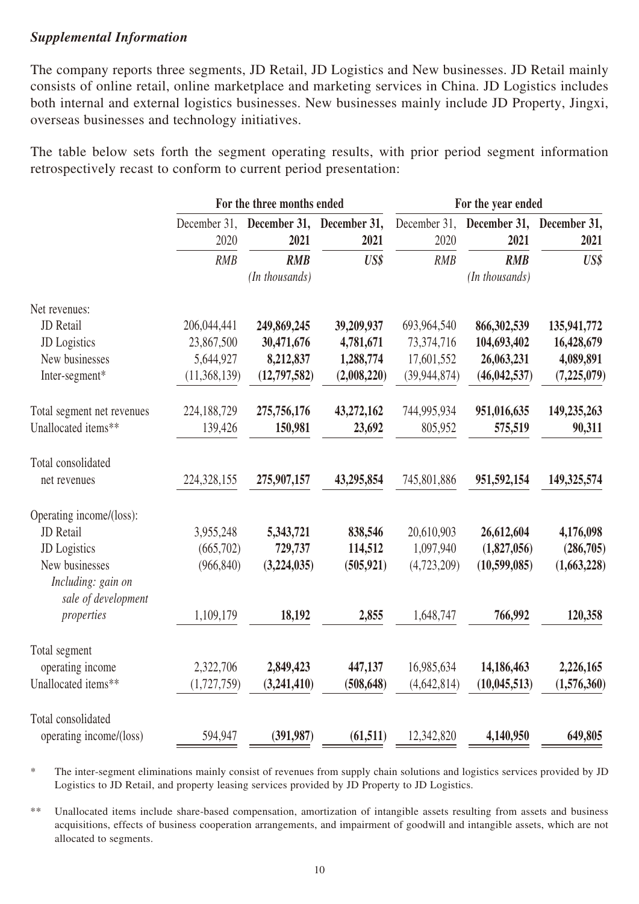***Supplemental Information***

The company reports three segments, JD Retail, JD Logistics and New businesses. JD Retail mainly consists of online retail, online marketplace and marketing services in China. JD Logistics includes both internal and external logistics businesses. New businesses mainly include JD Property, Jingxi, overseas businesses and technology initiatives.

The table below sets forth the segment operating results, with prior period segment information retrospectively recast to conform to current period presentation:

| | For the three months ended | | | For the year ended | | |
|---|---|---|---|---|---|---|
| | December 31, 2020 | **December 31, 2021** | **December 31, 2021** | December 31, 2020 | **December 31, 2021** | **December 31, 2021** |
| | *RMB* | ***RMB*** | ***US$*** | *RMB* | ***RMB*** | ***US$*** |
| | | *(In thousands)* | | | *(In thousands)* | |
| Net revenues: | | | | | | |
| JD Retail | 206,044,441 | **249,869,245** | **39,209,937** | 693,964,540 | **866,302,539** | **135,941,772** |
| JD Logistics | 23,867,500 | **30,471,676** | **4,781,671** | 73,374,716 | **104,693,402** | **16,428,679** |
| New businesses | 5,644,927 | **8,212,837** | **1,288,774** | 17,601,552 | **26,063,231** | **4,089,891** |
| Inter-segment* | (11,368,139) | **(12,797,582)** | **(2,008,220)** | (39,944,874) | **(46,042,537)** | **(7,225,079)** |
| Total segment net revenues | 224,188,729 | **275,756,176** | **43,272,162** | 744,995,934 | **951,016,635** | **149,235,263** |
| Unallocated items** | 139,426 | **150,981** | **23,692** | 805,952 | **575,519** | **90,311** |
| Total consolidated net revenues | 224,328,155 | **275,907,157** | **43,295,854** | 745,801,886 | **951,592,154** | **149,325,574** |
| Operating income/(loss): | | | | | | |
| JD Retail | 3,955,248 | **5,343,721** | **838,546** | 20,610,903 | **26,612,604** | **4,176,098** |
| JD Logistics | (665,702) | **729,737** | **114,512** | 1,097,940 | **(1,827,056)** | **(286,705)** |
| New businesses | (966,840) | **(3,224,035)** | **(505,921)** | (4,723,209) | **(10,599,085)** | **(1,663,228)** |
| *Including: gain on sale of development properties* | 1,109,179 | **18,192** | **2,855** | 1,648,747 | **766,992** | **120,358** |
| Total segment operating income | 2,322,706 | **2,849,423** | **447,137** | 16,985,634 | **14,186,463** | **2,226,165** |
| Unallocated items** | (1,727,759) | **(3,241,410)** | **(508,648)** | (4,642,814) | **(10,045,513)** | **(1,576,360)** |
| Total consolidated operating income/(loss) | 594,947 | **(391,987)** | **(61,511)** | 12,342,820 | **4,140,950** | **649,805** |

\* The inter-segment eliminations mainly consist of revenues from supply chain solutions and logistics services provided by JD Logistics to JD Retail, and property leasing services provided by JD Property to JD Logistics.

** Unallocated items include share-based compensation, amortization of intangible assets resulting from assets and business acquisitions, effects of business cooperation arrangements, and impairment of goodwill and intangible assets, which are not allocated to segments.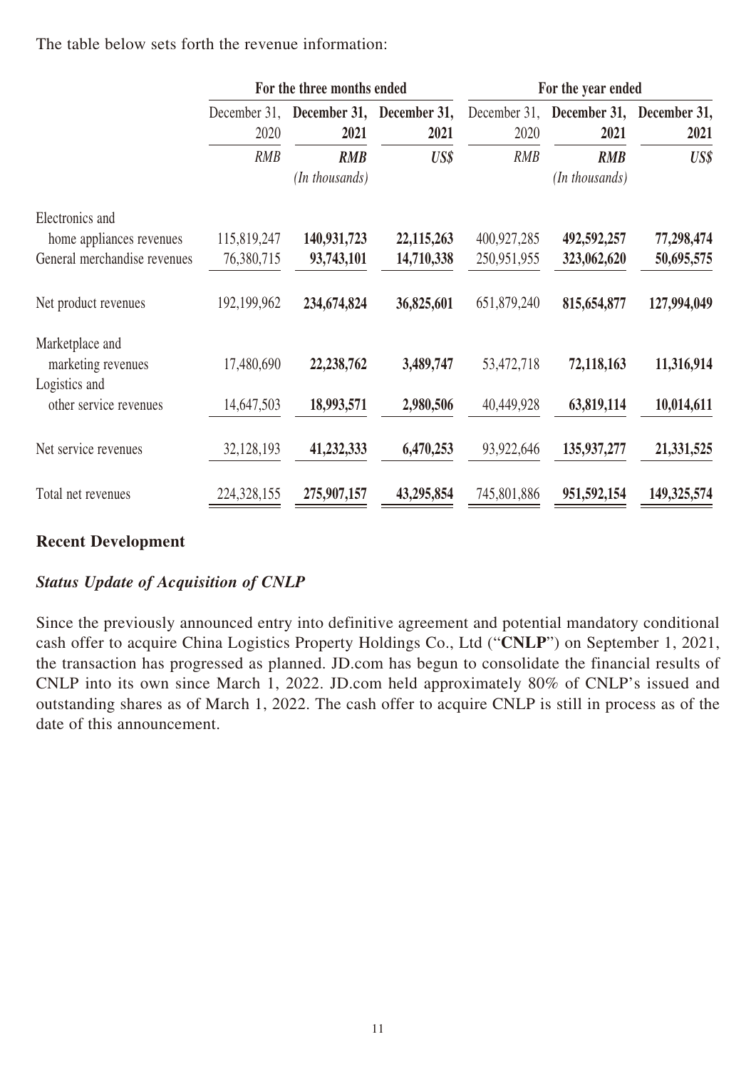The table below sets forth the revenue information:

| | For the three months ended | | | For the year ended | | |
|---|---|---|---|---|---|---|
| | December 31, 2020 | **December 31, 2021** | **December 31, 2021** | December 31, 2020 | **December 31, 2021** | **December 31, 2021** |
| | *RMB* | ***RMB*** | ***US$*** | *RMB* | ***RMB*** | ***US$*** |
| | | *(In thousands)* | | | *(In thousands)* | |
| Electronics and home appliances revenues | 115,819,247 | **140,931,723** | **22,115,263** | 400,927,285 | **492,592,257** | **77,298,474** |
| General merchandise revenues | 76,380,715 | **93,743,101** | **14,710,338** | 250,951,955 | **323,062,620** | **50,695,575** |
| Net product revenues | 192,199,962 | **234,674,824** | **36,825,601** | 651,879,240 | **815,654,877** | **127,994,049** |
| Marketplace and marketing revenues | 17,480,690 | **22,238,762** | **3,489,747** | 53,472,718 | **72,118,163** | **11,316,914** |
| Logistics and other service revenues | 14,647,503 | **18,993,571** | **2,980,506** | 40,449,928 | **63,819,114** | **10,014,611** |
| Net service revenues | 32,128,193 | **41,232,333** | **6,470,253** | 93,922,646 | **135,937,277** | **21,331,525** |
| Total net revenues | 224,328,155 | **275,907,157** | **43,295,854** | 745,801,886 | **951,592,154** | **149,325,574** |

## Recent Development

### *Status Update of Acquisition of CNLP*

Since the previously announced entry into definitive agreement and potential mandatory conditional cash offer to acquire China Logistics Property Holdings Co., Ltd ("**CNLP**") on September 1, 2021, the transaction has progressed as planned. JD.com has begun to consolidate the financial results of CNLP into its own since March 1, 2022. JD.com held approximately 80% of CNLP's issued and outstanding shares as of March 1, 2022. The cash offer to acquire CNLP is still in process as of the date of this announcement.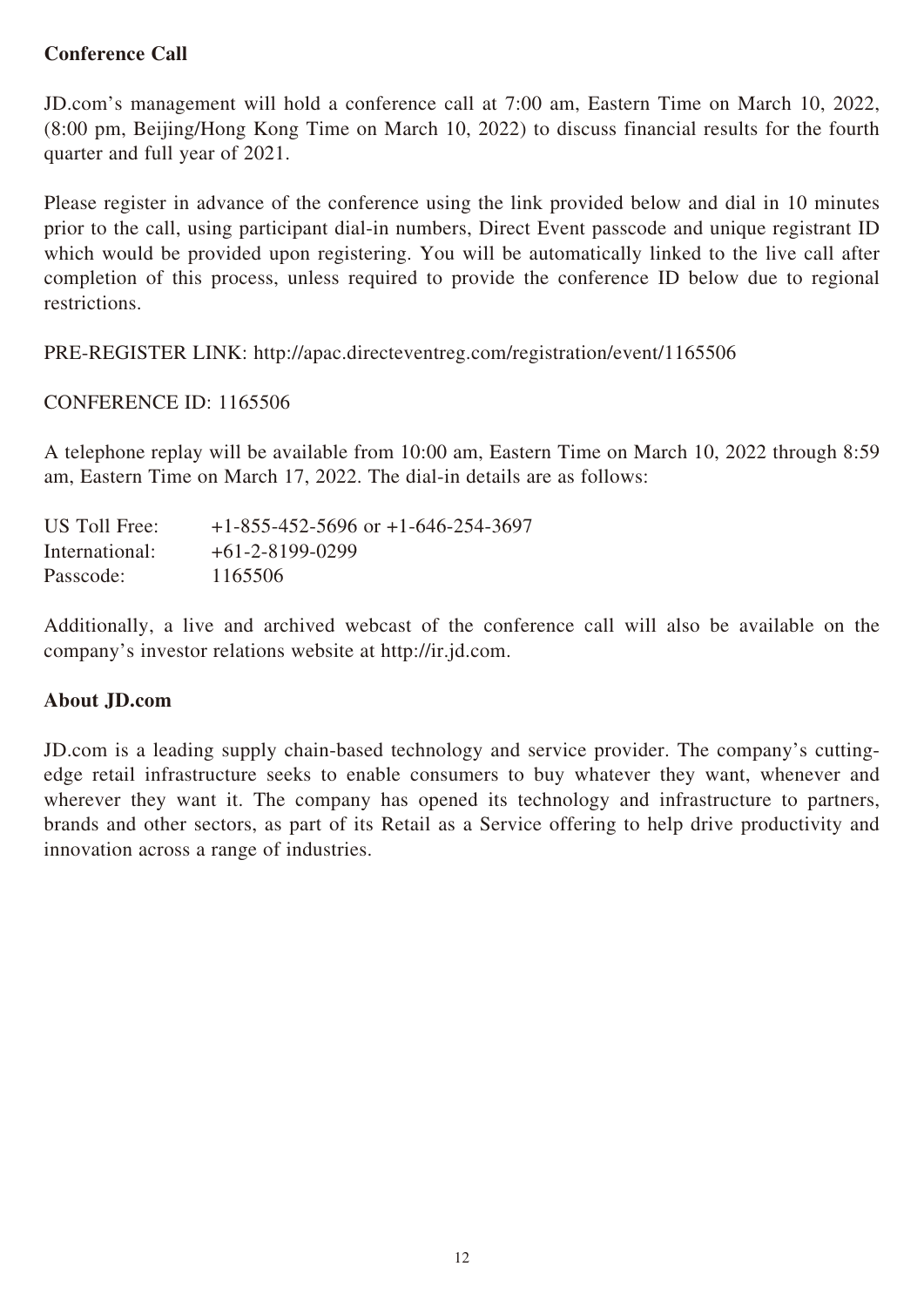## Conference Call

JD.com's management will hold a conference call at 7:00 am, Eastern Time on March 10, 2022, (8:00 pm, Beijing/Hong Kong Time on March 10, 2022) to discuss financial results for the fourth quarter and full year of 2021.

Please register in advance of the conference using the link provided below and dial in 10 minutes prior to the call, using participant dial-in numbers, Direct Event passcode and unique registrant ID which would be provided upon registering. You will be automatically linked to the live call after completion of this process, unless required to provide the conference ID below due to regional restrictions.

PRE-REGISTER LINK: http://apac.directeventreg.com/registration/event/1165506

CONFERENCE ID: 1165506

A telephone replay will be available from 10:00 am, Eastern Time on March 10, 2022 through 8:59 am, Eastern Time on March 17, 2022. The dial-in details are as follows:

| | |
|---|---|
| US Toll Free: | +1-855-452-5696 or +1-646-254-3697 |
| International: | +61-2-8199-0299 |
| Passcode: | 1165506 |

Additionally, a live and archived webcast of the conference call will also be available on the company's investor relations website at http://ir.jd.com.

## About JD.com

JD.com is a leading supply chain-based technology and service provider. The company's cutting-edge retail infrastructure seeks to enable consumers to buy whatever they want, whenever and wherever they want it. The company has opened its technology and infrastructure to partners, brands and other sectors, as part of its Retail as a Service offering to help drive productivity and innovation across a range of industries.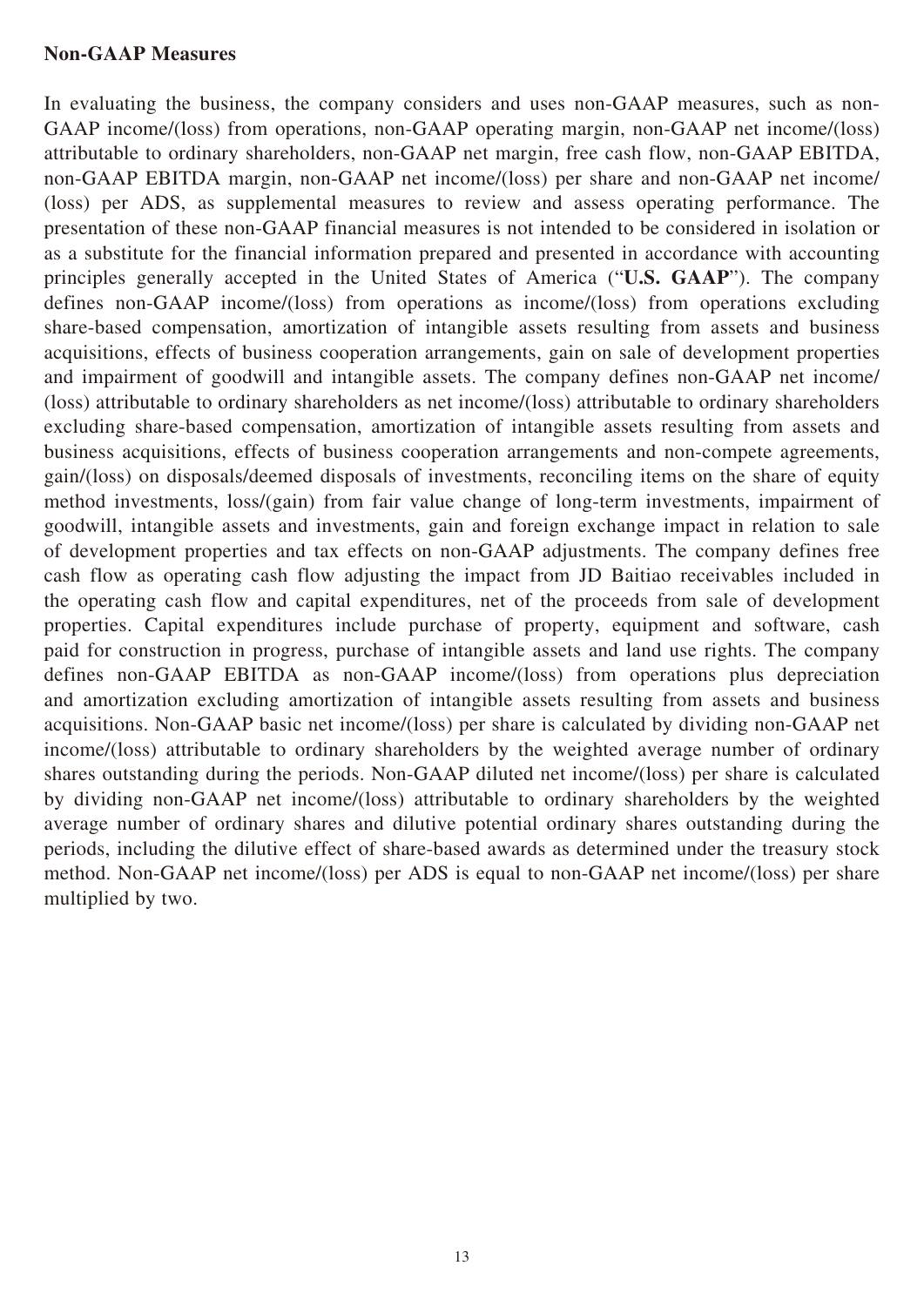**Non-GAAP Measures**

In evaluating the business, the company considers and uses non-GAAP measures, such as non-GAAP income/(loss) from operations, non-GAAP operating margin, non-GAAP net income/(loss) attributable to ordinary shareholders, non-GAAP net margin, free cash flow, non-GAAP EBITDA, non-GAAP EBITDA margin, non-GAAP net income/(loss) per share and non-GAAP net income/(loss) per ADS, as supplemental measures to review and assess operating performance. The presentation of these non-GAAP financial measures is not intended to be considered in isolation or as a substitute for the financial information prepared and presented in accordance with accounting principles generally accepted in the United States of America ("**U.S. GAAP**"). The company defines non-GAAP income/(loss) from operations as income/(loss) from operations excluding share-based compensation, amortization of intangible assets resulting from assets and business acquisitions, effects of business cooperation arrangements, gain on sale of development properties and impairment of goodwill and intangible assets. The company defines non-GAAP net income/(loss) attributable to ordinary shareholders as net income/(loss) attributable to ordinary shareholders excluding share-based compensation, amortization of intangible assets resulting from assets and business acquisitions, effects of business cooperation arrangements and non-compete agreements, gain/(loss) on disposals/deemed disposals of investments, reconciling items on the share of equity method investments, loss/(gain) from fair value change of long-term investments, impairment of goodwill, intangible assets and investments, gain and foreign exchange impact in relation to sale of development properties and tax effects on non-GAAP adjustments. The company defines free cash flow as operating cash flow adjusting the impact from JD Baitiao receivables included in the operating cash flow and capital expenditures, net of the proceeds from sale of development properties. Capital expenditures include purchase of property, equipment and software, cash paid for construction in progress, purchase of intangible assets and land use rights. The company defines non-GAAP EBITDA as non-GAAP income/(loss) from operations plus depreciation and amortization excluding amortization of intangible assets resulting from assets and business acquisitions. Non-GAAP basic net income/(loss) per share is calculated by dividing non-GAAP net income/(loss) attributable to ordinary shareholders by the weighted average number of ordinary shares outstanding during the periods. Non-GAAP diluted net income/(loss) per share is calculated by dividing non-GAAP net income/(loss) attributable to ordinary shareholders by the weighted average number of ordinary shares and dilutive potential ordinary shares outstanding during the periods, including the dilutive effect of share-based awards as determined under the treasury stock method. Non-GAAP net income/(loss) per ADS is equal to non-GAAP net income/(loss) per share multiplied by two.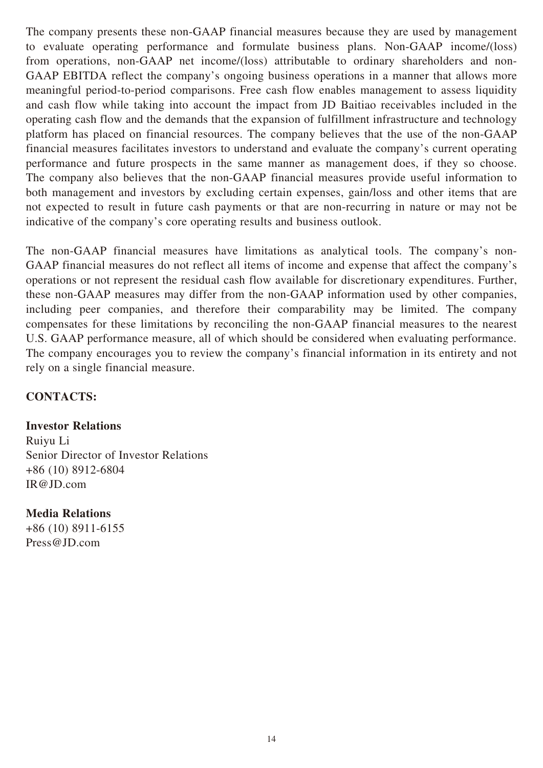The company presents these non-GAAP financial measures because they are used by management to evaluate operating performance and formulate business plans. Non-GAAP income/(loss) from operations, non-GAAP net income/(loss) attributable to ordinary shareholders and non-GAAP EBITDA reflect the company's ongoing business operations in a manner that allows more meaningful period-to-period comparisons. Free cash flow enables management to assess liquidity and cash flow while taking into account the impact from JD Baitiao receivables included in the operating cash flow and the demands that the expansion of fulfillment infrastructure and technology platform has placed on financial resources. The company believes that the use of the non-GAAP financial measures facilitates investors to understand and evaluate the company's current operating performance and future prospects in the same manner as management does, if they so choose. The company also believes that the non-GAAP financial measures provide useful information to both management and investors by excluding certain expenses, gain/loss and other items that are not expected to result in future cash payments or that are non-recurring in nature or may not be indicative of the company's core operating results and business outlook.

The non-GAAP financial measures have limitations as analytical tools. The company's non-GAAP financial measures do not reflect all items of income and expense that affect the company's operations or not represent the residual cash flow available for discretionary expenditures. Further, these non-GAAP measures may differ from the non-GAAP information used by other companies, including peer companies, and therefore their comparability may be limited. The company compensates for these limitations by reconciling the non-GAAP financial measures to the nearest U.S. GAAP performance measure, all of which should be considered when evaluating performance. The company encourages you to review the company's financial information in its entirety and not rely on a single financial measure.

**CONTACTS:**

**Investor Relations**
Ruiyu Li
Senior Director of Investor Relations
+86 (10) 8912-6804
IR@JD.com

**Media Relations**
+86 (10) 8911-6155
Press@JD.com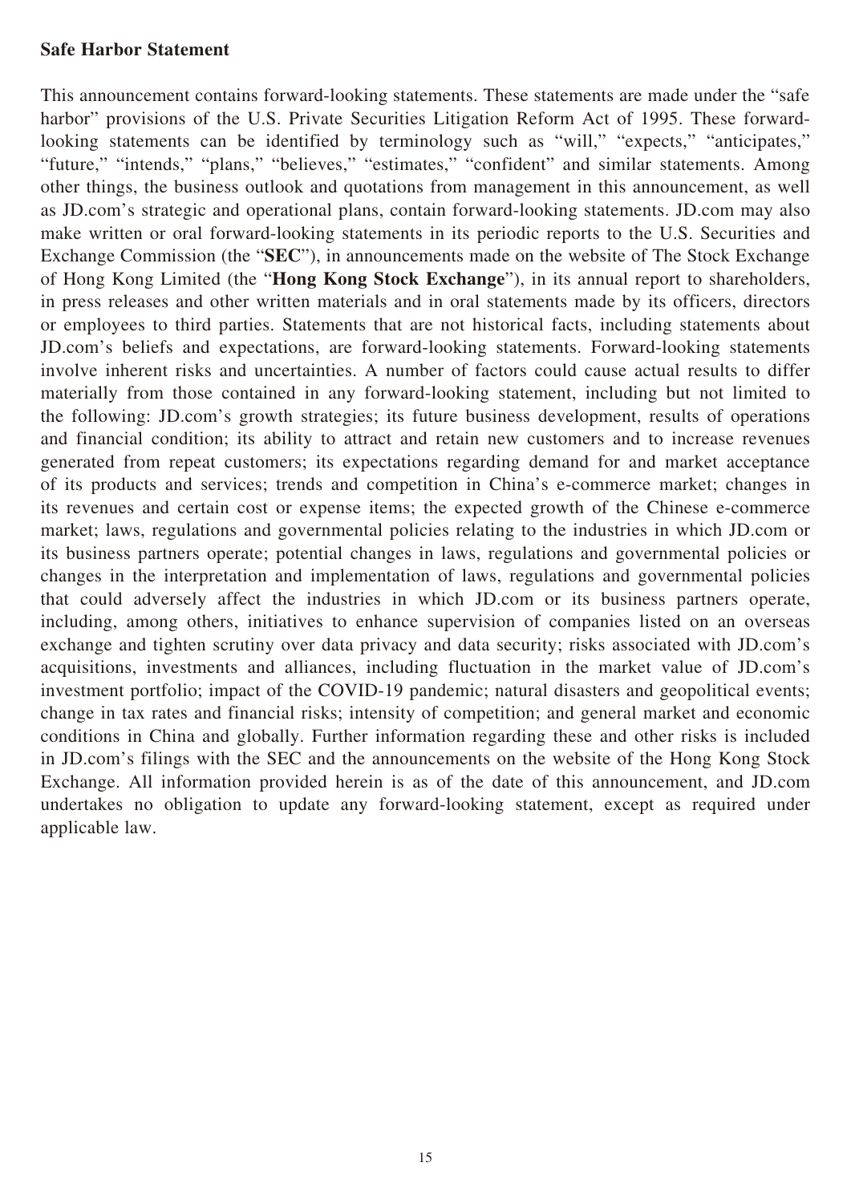**Safe Harbor Statement**

This announcement contains forward-looking statements. These statements are made under the "safe harbor" provisions of the U.S. Private Securities Litigation Reform Act of 1995. These forward-looking statements can be identified by terminology such as "will," "expects," "anticipates," "future," "intends," "plans," "believes," "estimates," "confident" and similar statements. Among other things, the business outlook and quotations from management in this announcement, as well as JD.com's strategic and operational plans, contain forward-looking statements. JD.com may also make written or oral forward-looking statements in its periodic reports to the U.S. Securities and Exchange Commission (the "**SEC**"), in announcements made on the website of The Stock Exchange of Hong Kong Limited (the "**Hong Kong Stock Exchange**"), in its annual report to shareholders, in press releases and other written materials and in oral statements made by its officers, directors or employees to third parties. Statements that are not historical facts, including statements about JD.com's beliefs and expectations, are forward-looking statements. Forward-looking statements involve inherent risks and uncertainties. A number of factors could cause actual results to differ materially from those contained in any forward-looking statement, including but not limited to the following: JD.com's growth strategies; its future business development, results of operations and financial condition; its ability to attract and retain new customers and to increase revenues generated from repeat customers; its expectations regarding demand for and market acceptance of its products and services; trends and competition in China's e-commerce market; changes in its revenues and certain cost or expense items; the expected growth of the Chinese e-commerce market; laws, regulations and governmental policies relating to the industries in which JD.com or its business partners operate; potential changes in laws, regulations and governmental policies or changes in the interpretation and implementation of laws, regulations and governmental policies that could adversely affect the industries in which JD.com or its business partners operate, including, among others, initiatives to enhance supervision of companies listed on an overseas exchange and tighten scrutiny over data privacy and data security; risks associated with JD.com's acquisitions, investments and alliances, including fluctuation in the market value of JD.com's investment portfolio; impact of the COVID-19 pandemic; natural disasters and geopolitical events; change in tax rates and financial risks; intensity of competition; and general market and economic conditions in China and globally. Further information regarding these and other risks is included in JD.com's filings with the SEC and the announcements on the website of the Hong Kong Stock Exchange. All information provided herein is as of the date of this announcement, and JD.com undertakes no obligation to update any forward-looking statement, except as required under applicable law.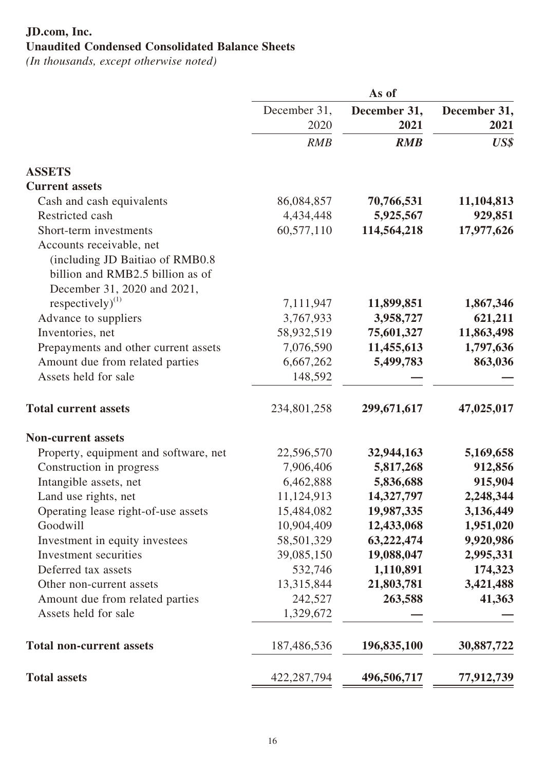**JD.com, Inc.**
**Unaudited Condensed Consolidated Balance Sheets**
*(In thousands, except otherwise noted)*

| | As of | | |
|---|---|---|---|
| | December 31, 2020 | **December 31, 2021** | **December 31, 2021** |
| | *RMB* | ***RMB*** | ***US$*** |
| **ASSETS** | | | |
| **Current assets** | | | |
| Cash and cash equivalents | 86,084,857 | **70,766,531** | **11,104,813** |
| Restricted cash | 4,434,448 | **5,925,567** | **929,851** |
| Short-term investments | 60,577,110 | **114,564,218** | **17,977,626** |
| Accounts receivable, net (including JD Baitiao of RMB0.8 billion and RMB2.5 billion as of December 31, 2020 and 2021, respectively)[1] | 7,111,947 | **11,899,851** | **1,867,346** |
| Advance to suppliers | 3,767,933 | **3,958,727** | **621,211** |
| Inventories, net | 58,932,519 | **75,601,327** | **11,863,498** |
| Prepayments and other current assets | 7,076,590 | **11,455,613** | **1,797,636** |
| Amount due from related parties | 6,667,262 | **5,499,783** | **863,036** |
| Assets held for sale | 148,592 | **—** | **—** |
| **Total current assets** | 234,801,258 | **299,671,617** | **47,025,017** |
| **Non-current assets** | | | |
| Property, equipment and software, net | 22,596,570 | **32,944,163** | **5,169,658** |
| Construction in progress | 7,906,406 | **5,817,268** | **912,856** |
| Intangible assets, net | 6,462,888 | **5,836,688** | **915,904** |
| Land use rights, net | 11,124,913 | **14,327,797** | **2,248,344** |
| Operating lease right-of-use assets | 15,484,082 | **19,987,335** | **3,136,449** |
| Goodwill | 10,904,409 | **12,433,068** | **1,951,020** |
| Investment in equity investees | 58,501,329 | **63,222,474** | **9,920,986** |
| Investment securities | 39,085,150 | **19,088,047** | **2,995,331** |
| Deferred tax assets | 532,746 | **1,110,891** | **174,323** |
| Other non-current assets | 13,315,844 | **21,803,781** | **3,421,488** |
| Amount due from related parties | 242,527 | **263,588** | **41,363** |
| Assets held for sale | 1,329,672 | **—** | **—** |
| **Total non-current assets** | 187,486,536 | **196,835,100** | **30,887,722** |
| **Total assets** | 422,287,794 | **496,506,717** | **77,912,739** |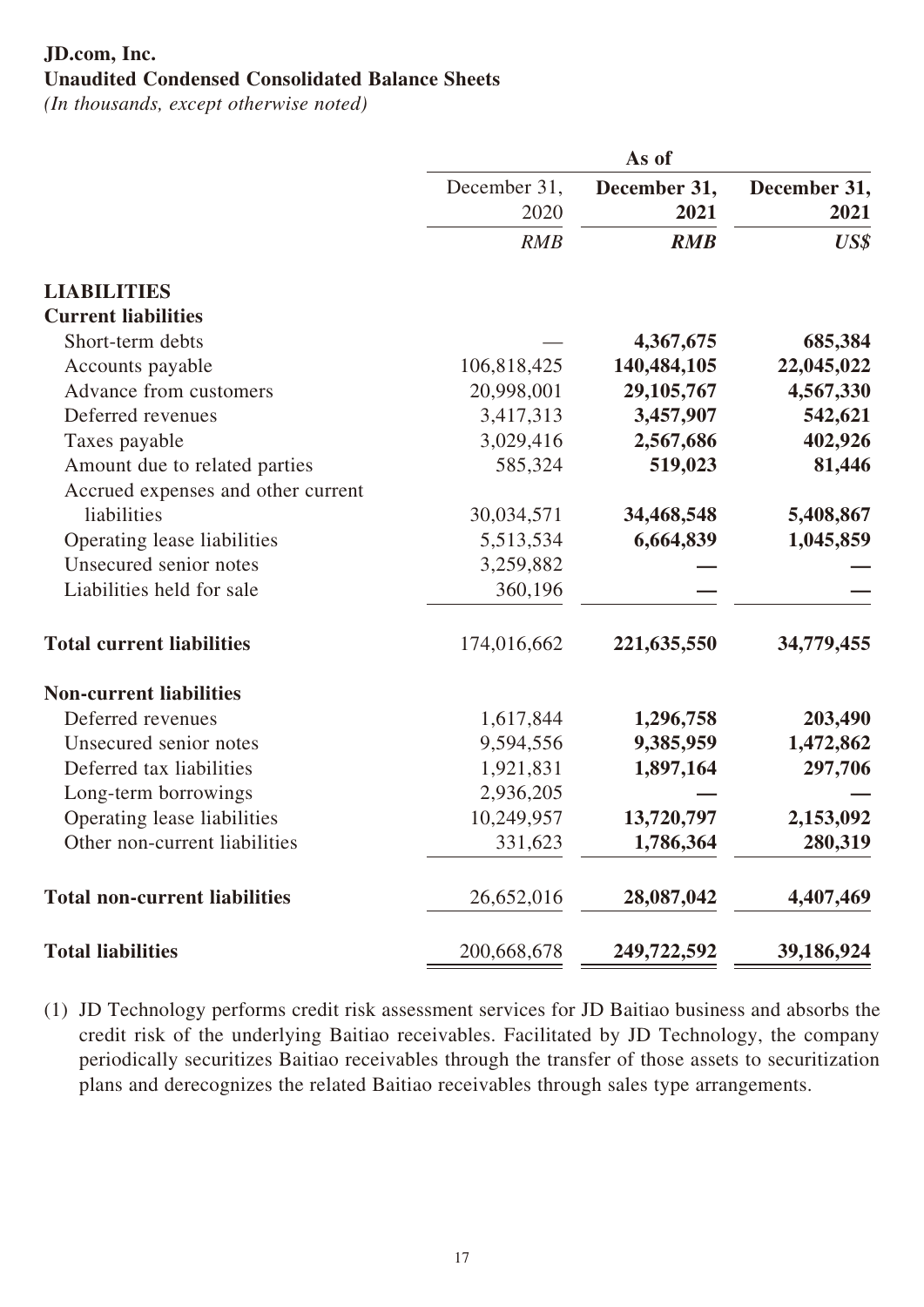**JD.com, Inc.**
**Unaudited Condensed Consolidated Balance Sheets**
*(In thousands, except otherwise noted)*

| | As of | | |
|---|---|---|---|
| | December 31, 2020 | **December 31, 2021** | **December 31, 2021** |
| | *RMB* | ***RMB*** | ***US$*** |
| **LIABILITIES** | | | |
| **Current liabilities** | | | |
| Short-term debts | — | **4,367,675** | **685,384** |
| Accounts payable | 106,818,425 | **140,484,105** | **22,045,022** |
| Advance from customers | 20,998,001 | **29,105,767** | **4,567,330** |
| Deferred revenues | 3,417,313 | **3,457,907** | **542,621** |
| Taxes payable | 3,029,416 | **2,567,686** | **402,926** |
| Amount due to related parties | 585,324 | **519,023** | **81,446** |
| Accrued expenses and other current liabilities | 30,034,571 | **34,468,548** | **5,408,867** |
| Operating lease liabilities | 5,513,534 | **6,664,839** | **1,045,859** |
| Unsecured senior notes | 3,259,882 | **—** | **—** |
| Liabilities held for sale | 360,196 | **—** | **—** |
| **Total current liabilities** | 174,016,662 | **221,635,550** | **34,779,455** |
| **Non-current liabilities** | | | |
| Deferred revenues | 1,617,844 | **1,296,758** | **203,490** |
| Unsecured senior notes | 9,594,556 | **9,385,959** | **1,472,862** |
| Deferred tax liabilities | 1,921,831 | **1,897,164** | **297,706** |
| Long-term borrowings | 2,936,205 | **—** | **—** |
| Operating lease liabilities | 10,249,957 | **13,720,797** | **2,153,092** |
| Other non-current liabilities | 331,623 | **1,786,364** | **280,319** |
| **Total non-current liabilities** | 26,652,016 | **28,087,042** | **4,407,469** |
| **Total liabilities** | 200,668,678 | **249,722,592** | **39,186,924** |

(1) JD Technology performs credit risk assessment services for JD Baitiao business and absorbs the credit risk of the underlying Baitiao receivables. Facilitated by JD Technology, the company periodically securitizes Baitiao receivables through the transfer of those assets to securitization plans and derecognizes the related Baitiao receivables through sales type arrangements.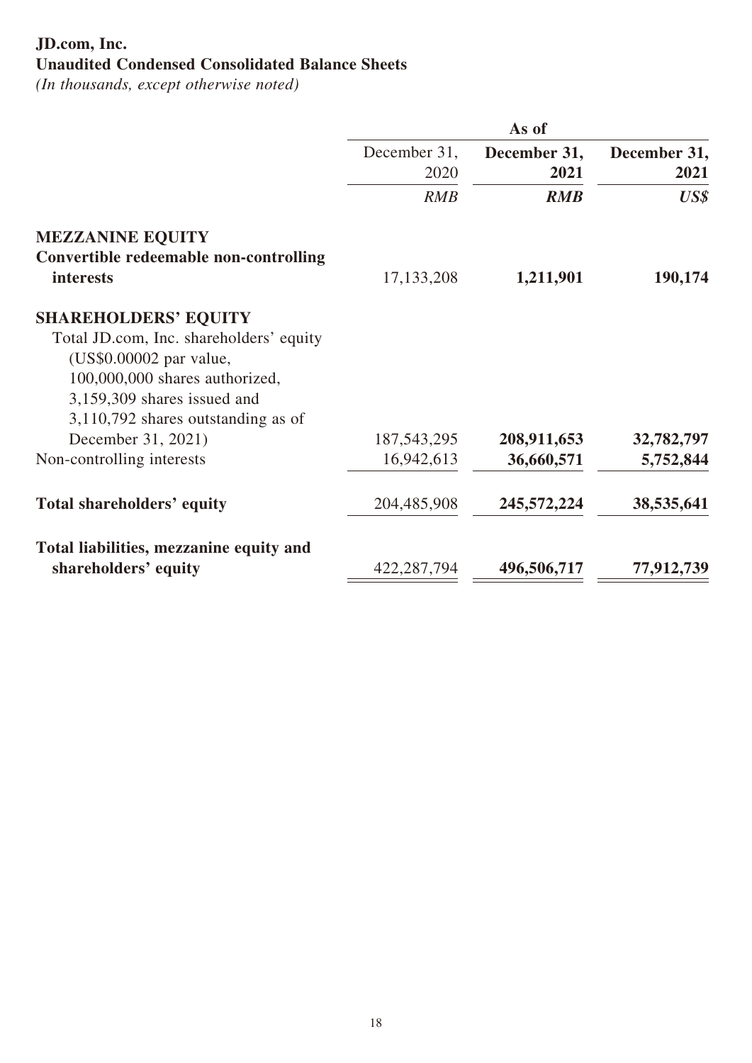**JD.com, Inc.**
**Unaudited Condensed Consolidated Balance Sheets**
*(In thousands, except otherwise noted)*

| | As of | | |
|---|---|---|---|
| | December 31, 2020 | **December 31, 2021** | **December 31, 2021** |
| | *RMB* | ***RMB*** | ***US$*** |
| **MEZZANINE EQUITY** | | | |
| **Convertible redeemable non-controlling interests** | 17,133,208 | **1,211,901** | **190,174** |
| **SHAREHOLDERS' EQUITY** | | | |
| Total JD.com, Inc. shareholders' equity (US$0.00002 par value, 100,000,000 shares authorized, 3,159,309 shares issued and 3,110,792 shares outstanding as of December 31, 2021) | 187,543,295 | **208,911,653** | **32,782,797** |
| Non-controlling interests | 16,942,613 | **36,660,571** | **5,752,844** |
| **Total shareholders' equity** | 204,485,908 | **245,572,224** | **38,535,641** |
| **Total liabilities, mezzanine equity and shareholders' equity** | 422,287,794 | **496,506,717** | **77,912,739** |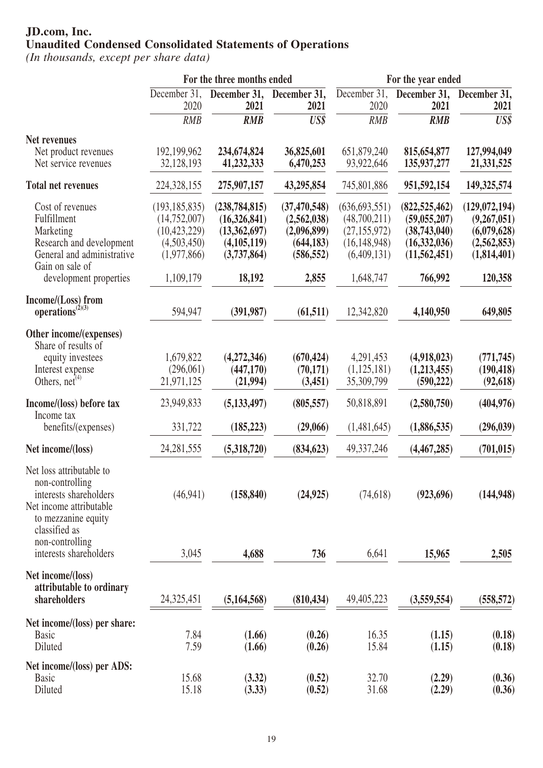# JD.com, Inc.
## Unaudited Condensed Consolidated Statements of Operations
*(In thousands, except per share data)*

| | For the three months ended | | | For the year ended | | |
|---|---|---|---|---|---|---|
| | December 31, 2020 | **December 31, 2021** | **December 31, 2021** | December 31, 2020 | **December 31, 2021** | **December 31, 2021** |
| | *RMB* | ***RMB*** | ***US$*** | *RMB* | ***RMB*** | ***US$*** |
| **Net revenues** | | | | | | |
| Net product revenues | 192,199,962 | **234,674,824** | **36,825,601** | 651,879,240 | **815,654,877** | **127,994,049** |
| Net service revenues | 32,128,193 | **41,232,333** | **6,470,253** | 93,922,646 | **135,937,277** | **21,331,525** |
| **Total net revenues** | 224,328,155 | **275,907,157** | **43,295,854** | 745,801,886 | **951,592,154** | **149,325,574** |
| Cost of revenues | (193,185,835) | **(238,784,815)** | **(37,470,548)** | (636,693,551) | **(822,525,462)** | **(129,072,194)** |
| Fulfillment | (14,752,007) | **(16,326,841)** | **(2,562,038)** | (48,700,211) | **(59,055,207)** | **(9,267,051)** |
| Marketing | (10,423,229) | **(13,362,697)** | **(2,096,899)** | (27,155,972) | **(38,743,040)** | **(6,079,628)** |
| Research and development | (4,503,450) | **(4,105,119)** | **(644,183)** | (16,148,948) | **(16,332,036)** | **(2,562,853)** |
| General and administrative | (1,977,866) | **(3,737,864)** | **(586,552)** | (6,409,131) | **(11,562,451)** | **(1,814,401)** |
| Gain on sale of development properties | 1,109,179 | **18,192** | **2,855** | 1,648,747 | **766,992** | **120,358** |
| **Income/(Loss) from operations**[(2)(3)] | 594,947 | **(391,987)** | **(61,511)** | 12,342,820 | **4,140,950** | **649,805** |
| **Other income/(expenses)** | | | | | | |
| Share of results of equity investees | 1,679,822 | **(4,272,346)** | **(670,424)** | 4,291,453 | **(4,918,023)** | **(771,745)** |
| Interest expense | (296,061) | **(447,170)** | **(70,171)** | (1,125,181) | **(1,213,455)** | **(190,418)** |
| Others, net[(4)] | 21,971,125 | **(21,994)** | **(3,451)** | 35,309,799 | **(590,222)** | **(92,618)** |
| **Income/(loss) before tax** | 23,949,833 | **(5,133,497)** | **(805,557)** | 50,818,891 | **(2,580,750)** | **(404,976)** |
| Income tax benefits/(expenses) | 331,722 | **(185,223)** | **(29,066)** | (1,481,645) | **(1,886,535)** | **(296,039)** |
| **Net income/(loss)** | 24,281,555 | **(5,318,720)** | **(834,623)** | 49,337,246 | **(4,467,285)** | **(701,015)** |
| Net loss attributable to non-controlling interests shareholders | (46,941) | **(158,840)** | **(24,925)** | (74,618) | **(923,696)** | **(144,948)** |
| Net income attributable to mezzanine equity classified as non-controlling interests shareholders | 3,045 | **4,688** | **736** | 6,641 | **15,965** | **2,505** |
| **Net income/(loss) attributable to ordinary shareholders** | 24,325,451 | **(5,164,568)** | **(810,434)** | 49,405,223 | **(3,559,554)** | **(558,572)** |
| **Net income/(loss) per share:** | | | | | | |
| Basic | 7.84 | **(1.66)** | **(0.26)** | 16.35 | **(1.15)** | **(0.18)** |
| Diluted | 7.59 | **(1.66)** | **(0.26)** | 15.84 | **(1.15)** | **(0.18)** |
| **Net income/(loss) per ADS:** | | | | | | |
| Basic | 15.68 | **(3.32)** | **(0.52)** | 32.70 | **(2.29)** | **(0.36)** |
| Diluted | 15.18 | **(3.33)** | **(0.52)** | 31.68 | **(2.29)** | **(0.36)** |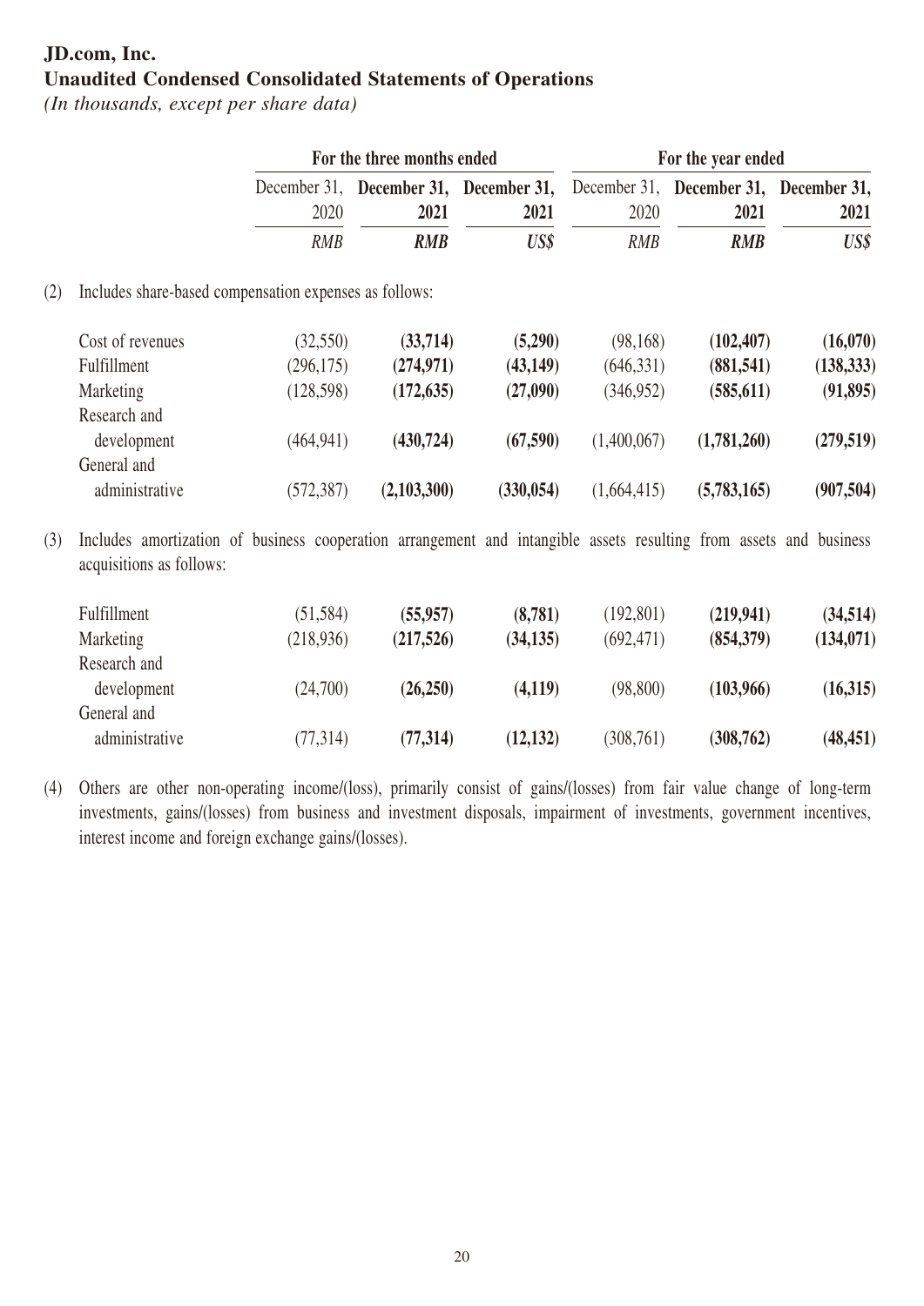**JD.com, Inc.**
**Unaudited Condensed Consolidated Statements of Operations**
*(In thousands, except per share data)*

| | For the three months ended | | | For the year ended | | |
|---|---|---|---|---|---|---|
| | December 31, 2020 | **December 31, 2021** | **December 31, 2021** | December 31, 2020 | **December 31, 2021** | **December 31, 2021** |
| | *RMB* | ***RMB*** | ***US$*** | *RMB* | ***RMB*** | ***US$*** |

(2) Includes share-based compensation expenses as follows:

| | | | | | | |
|---|---|---|---|---|---|---|
| Cost of revenues | (32,550) | **(33,714)** | **(5,290)** | (98,168) | **(102,407)** | **(16,070)** |
| Fulfillment | (296,175) | **(274,971)** | **(43,149)** | (646,331) | **(881,541)** | **(138,333)** |
| Marketing | (128,598) | **(172,635)** | **(27,090)** | (346,952) | **(585,611)** | **(91,895)** |
| Research and development | (464,941) | **(430,724)** | **(67,590)** | (1,400,067) | **(1,781,260)** | **(279,519)** |
| General and administrative | (572,387) | **(2,103,300)** | **(330,054)** | (1,664,415) | **(5,783,165)** | **(907,504)** |

(3) Includes amortization of business cooperation arrangement and intangible assets resulting from assets and business acquisitions as follows:

| | | | | | | |
|---|---|---|---|---|---|---|
| Fulfillment | (51,584) | **(55,957)** | **(8,781)** | (192,801) | **(219,941)** | **(34,514)** |
| Marketing | (218,936) | **(217,526)** | **(34,135)** | (692,471) | **(854,379)** | **(134,071)** |
| Research and development | (24,700) | **(26,250)** | **(4,119)** | (98,800) | **(103,966)** | **(16,315)** |
| General and administrative | (77,314) | **(77,314)** | **(12,132)** | (308,761) | **(308,762)** | **(48,451)** |

(4) Others are other non-operating income/(loss), primarily consist of gains/(losses) from fair value change of long-term investments, gains/(losses) from business and investment disposals, impairment of investments, government incentives, interest income and foreign exchange gains/(losses).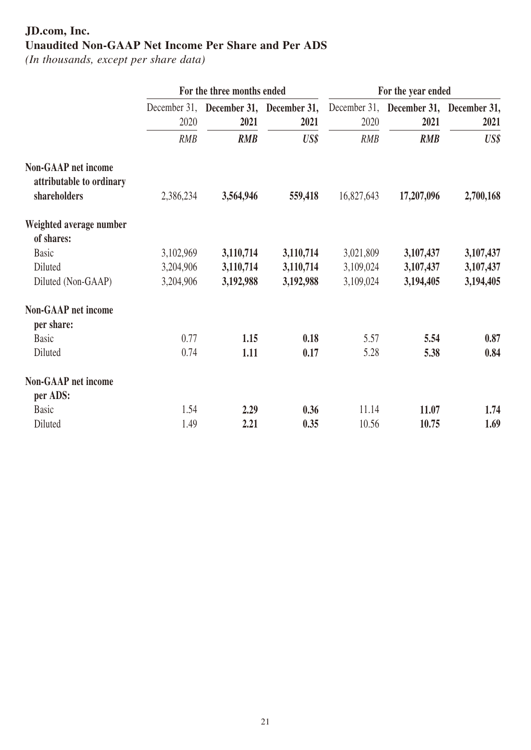**JD.com, Inc.**
**Unaudited Non-GAAP Net Income Per Share and Per ADS**
*(In thousands, except per share data)*

| | For the three months ended | | | For the year ended | | |
|---|---|---|---|---|---|---|
| | December 31, 2020 | **December 31, 2021** | **December 31, 2021** | December 31, 2020 | **December 31, 2021** | **December 31, 2021** |
| | *RMB* | ***RMB*** | ***US$*** | *RMB* | ***RMB*** | ***US$*** |
| **Non-GAAP net income attributable to ordinary shareholders** | 2,386,234 | **3,564,946** | **559,418** | 16,827,643 | **17,207,096** | **2,700,168** |
| **Weighted average number of shares:** | | | | | | |
| Basic | 3,102,969 | **3,110,714** | **3,110,714** | 3,021,809 | **3,107,437** | **3,107,437** |
| Diluted | 3,204,906 | **3,110,714** | **3,110,714** | 3,109,024 | **3,107,437** | **3,107,437** |
| Diluted (Non-GAAP) | 3,204,906 | **3,192,988** | **3,192,988** | 3,109,024 | **3,194,405** | **3,194,405** |
| **Non-GAAP net income per share:** | | | | | | |
| Basic | 0.77 | **1.15** | **0.18** | 5.57 | **5.54** | **0.87** |
| Diluted | 0.74 | **1.11** | **0.17** | 5.28 | **5.38** | **0.84** |
| **Non-GAAP net income per ADS:** | | | | | | |
| Basic | 1.54 | **2.29** | **0.36** | 11.14 | **11.07** | **1.74** |
| Diluted | 1.49 | **2.21** | **0.35** | 10.56 | **10.75** | **1.69** |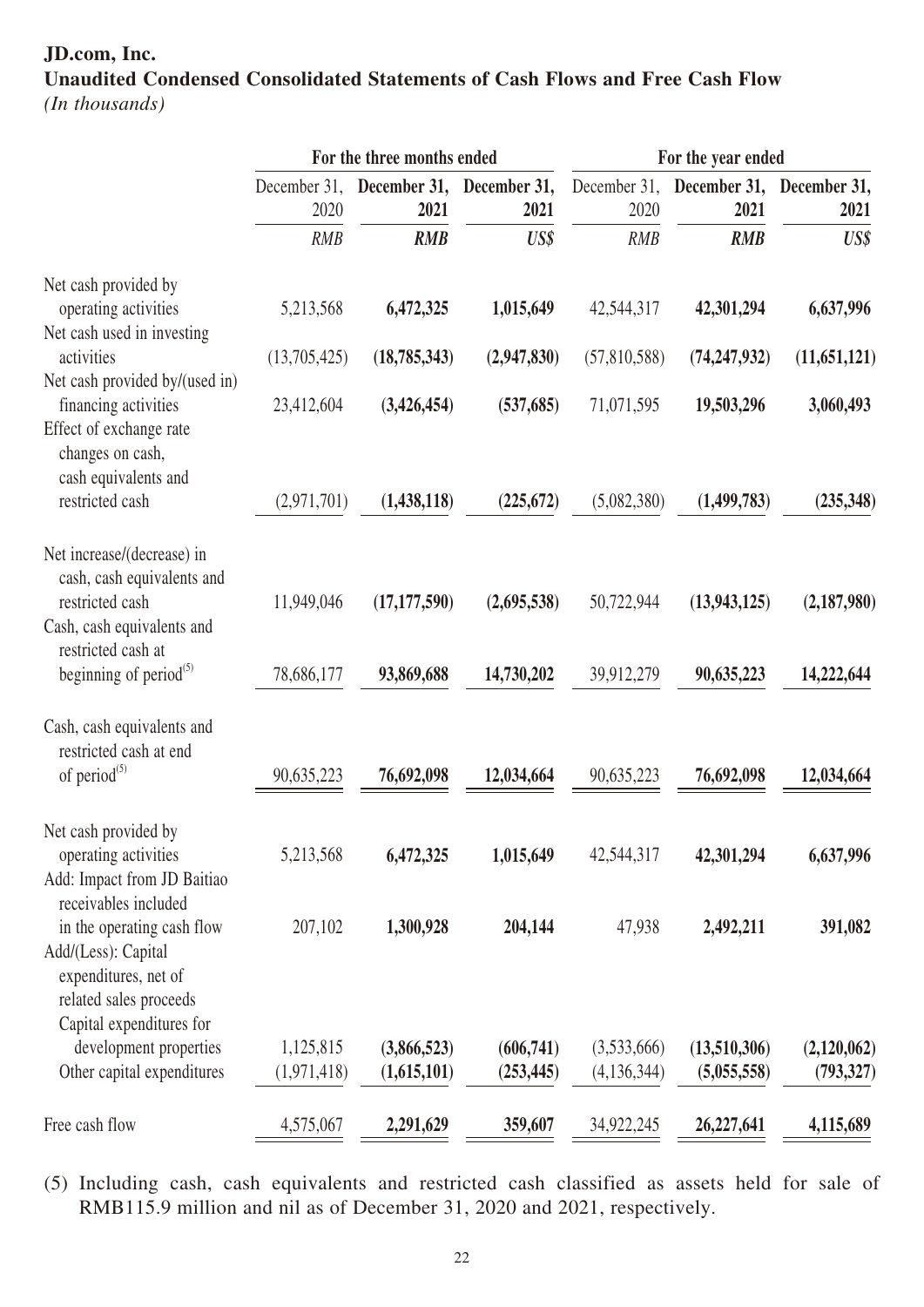**JD.com, Inc.**
**Unaudited Condensed Consolidated Statements of Cash Flows and Free Cash Flow**
*(In thousands)*

| | For the three months ended | | | For the year ended | | |
|---|---|---|---|---|---|---|
| | December 31, 2020 | **December 31, 2021** | **December 31, 2021** | December 31, 2020 | **December 31, 2021** | **December 31, 2021** |
| | *RMB* | ***RMB*** | ***US$*** | *RMB* | ***RMB*** | ***US$*** |
| Net cash provided by operating activities | 5,213,568 | **6,472,325** | **1,015,649** | 42,544,317 | **42,301,294** | **6,637,996** |
| Net cash used in investing activities | (13,705,425) | **(18,785,343)** | **(2,947,830)** | (57,810,588) | **(74,247,932)** | **(11,651,121)** |
| Net cash provided by/(used in) financing activities | 23,412,604 | **(3,426,454)** | **(537,685)** | 71,071,595 | **19,503,296** | **3,060,493** |
| Effect of exchange rate changes on cash, cash equivalents and restricted cash | (2,971,701) | **(1,438,118)** | **(225,672)** | (5,082,380) | **(1,499,783)** | **(235,348)** |
| Net increase/(decrease) in cash, cash equivalents and restricted cash | 11,949,046 | **(17,177,590)** | **(2,695,538)** | 50,722,944 | **(13,943,125)** | **(2,187,980)** |
| Cash, cash equivalents and restricted cash at beginning of period(5) | 78,686,177 | **93,869,688** | **14,730,202** | 39,912,279 | **90,635,223** | **14,222,644** |
| Cash, cash equivalents and restricted cash at end of period(5) | 90,635,223 | **76,692,098** | **12,034,664** | 90,635,223 | **76,692,098** | **12,034,664** |
| Net cash provided by operating activities | 5,213,568 | **6,472,325** | **1,015,649** | 42,544,317 | **42,301,294** | **6,637,996** |
| Add: Impact from JD Baitiao receivables included in the operating cash flow | 207,102 | **1,300,928** | **204,144** | 47,938 | **2,492,211** | **391,082** |
| Add/(Less): Capital expenditures, net of related sales proceeds | | | | | | |
| Capital expenditures for development properties | 1,125,815 | **(3,866,523)** | **(606,741)** | (3,533,666) | **(13,510,306)** | **(2,120,062)** |
| Other capital expenditures | (1,971,418) | **(1,615,101)** | **(253,445)** | (4,136,344) | **(5,055,558)** | **(793,327)** |
| Free cash flow | 4,575,067 | **2,291,629** | **359,607** | 34,922,245 | **26,227,641** | **4,115,689** |

(5) Including cash, cash equivalents and restricted cash classified as assets held for sale of RMB115.9 million and nil as of December 31, 2020 and 2021, respectively.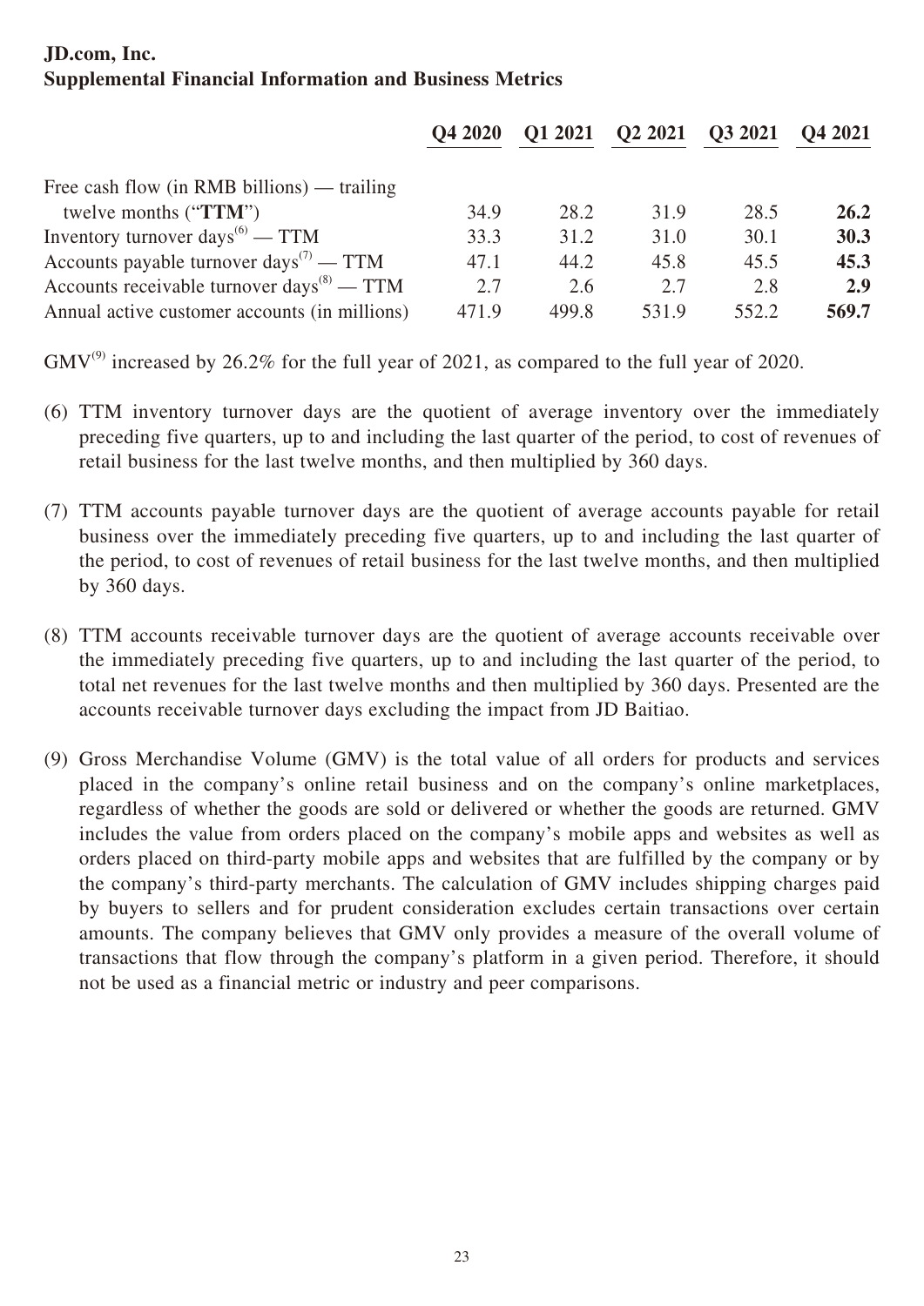**JD.com, Inc.**
**Supplemental Financial Information and Business Metrics**

| | Q4 2020 | Q1 2021 | Q2 2021 | Q3 2021 | Q4 2021 |
|---|---|---|---|---|---|
| Free cash flow (in RMB billions) — trailing twelve months ("**TTM**") | 34.9 | 28.2 | 31.9 | 28.5 | **26.2** |
| Inventory turnover days[(6)] — TTM | 33.3 | 31.2 | 31.0 | 30.1 | **30.3** |
| Accounts payable turnover days[(7)] — TTM | 47.1 | 44.2 | 45.8 | 45.5 | **45.3** |
| Accounts receivable turnover days[(8)] — TTM | 2.7 | 2.6 | 2.7 | 2.8 | **2.9** |
| Annual active customer accounts (in millions) | 471.9 | 499.8 | 531.9 | 552.2 | **569.7** |

GMV[(9)] increased by 26.2% for the full year of 2021, as compared to the full year of 2020.

(6) TTM inventory turnover days are the quotient of average inventory over the immediately preceding five quarters, up to and including the last quarter of the period, to cost of revenues of retail business for the last twelve months, and then multiplied by 360 days.

(7) TTM accounts payable turnover days are the quotient of average accounts payable for retail business over the immediately preceding five quarters, up to and including the last quarter of the period, to cost of revenues of retail business for the last twelve months, and then multiplied by 360 days.

(8) TTM accounts receivable turnover days are the quotient of average accounts receivable over the immediately preceding five quarters, up to and including the last quarter of the period, to total net revenues for the last twelve months and then multiplied by 360 days. Presented are the accounts receivable turnover days excluding the impact from JD Baitiao.

(9) Gross Merchandise Volume (GMV) is the total value of all orders for products and services placed in the company's online retail business and on the company's online marketplaces, regardless of whether the goods are sold or delivered or whether the goods are returned. GMV includes the value from orders placed on the company's mobile apps and websites as well as orders placed on third-party mobile apps and websites that are fulfilled by the company or by the company's third-party merchants. The calculation of GMV includes shipping charges paid by buyers to sellers and for prudent consideration excludes certain transactions over certain amounts. The company believes that GMV only provides a measure of the overall volume of transactions that flow through the company's platform in a given period. Therefore, it should not be used as a financial metric or industry and peer comparisons.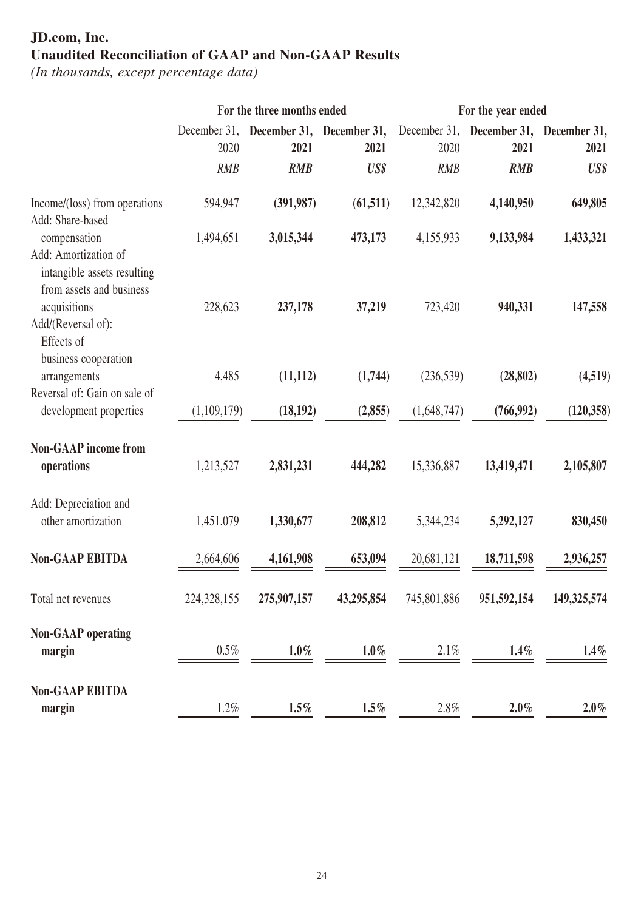**JD.com, Inc.**
**Unaudited Reconciliation of GAAP and Non-GAAP Results**
*(In thousands, except percentage data)*

| | For the three months ended | | | For the year ended | | |
|---|---|---|---|---|---|---|
| | December 31, 2020 | **December 31, 2021** | **December 31, 2021** | December 31, 2020 | **December 31, 2021** | **December 31, 2021** |
| | *RMB* | ***RMB*** | ***US$*** | *RMB* | ***RMB*** | ***US$*** |
| Income/(loss) from operations | 594,947 | **(391,987)** | **(61,511)** | 12,342,820 | **4,140,950** | **649,805** |
| Add: Share-based compensation | 1,494,651 | **3,015,344** | **473,173** | 4,155,933 | **9,133,984** | **1,433,321** |
| Add: Amortization of intangible assets resulting from assets and business acquisitions | 228,623 | **237,178** | **37,219** | 723,420 | **940,331** | **147,558** |
| Add/(Reversal of): Effects of business cooperation arrangements | 4,485 | **(11,112)** | **(1,744)** | (236,539) | **(28,802)** | **(4,519)** |
| Reversal of: Gain on sale of development properties | (1,109,179) | **(18,192)** | **(2,855)** | (1,648,747) | **(766,992)** | **(120,358)** |
| **Non-GAAP income from operations** | 1,213,527 | **2,831,231** | **444,282** | 15,336,887 | **13,419,471** | **2,105,807** |
| Add: Depreciation and other amortization | 1,451,079 | **1,330,677** | **208,812** | 5,344,234 | **5,292,127** | **830,450** |
| **Non-GAAP EBITDA** | 2,664,606 | **4,161,908** | **653,094** | 20,681,121 | **18,711,598** | **2,936,257** |
| Total net revenues | 224,328,155 | **275,907,157** | **43,295,854** | 745,801,886 | **951,592,154** | **149,325,574** |
| **Non-GAAP operating margin** | 0.5% | **1.0%** | **1.0%** | 2.1% | **1.4%** | **1.4%** |
| **Non-GAAP EBITDA margin** | 1.2% | **1.5%** | **1.5%** | 2.8% | **2.0%** | **2.0%** |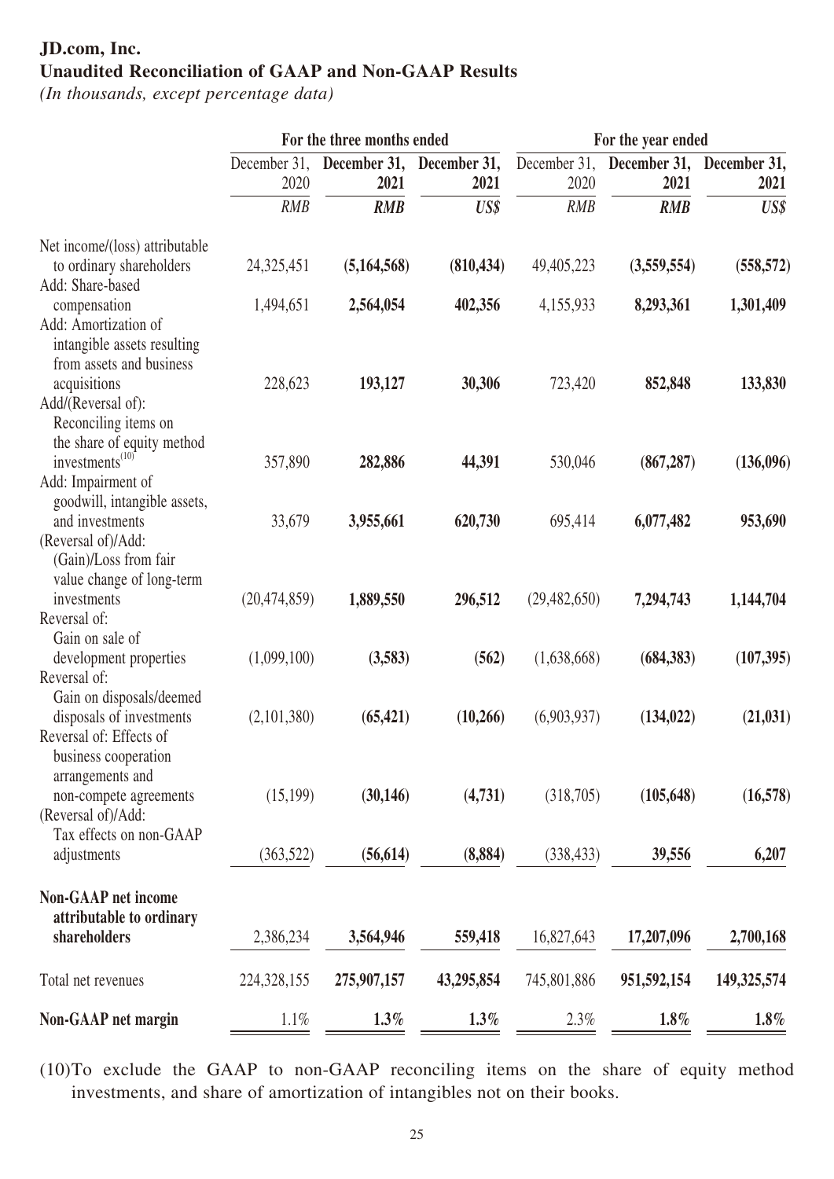**JD.com, Inc.**
**Unaudited Reconciliation of GAAP and Non-GAAP Results**
*(In thousands, except percentage data)*

| | For the three months ended | | | For the year ended | | |
|---|---|---|---|---|---|---|
| | December 31, 2020 | **December 31, 2021** | **December 31, 2021** | December 31, 2020 | **December 31, 2021** | **December 31, 2021** |
| | *RMB* | ***RMB*** | ***US$*** | *RMB* | ***RMB*** | ***US$*** |
| Net income/(loss) attributable to ordinary shareholders | 24,325,451 | **(5,164,568)** | **(810,434)** | 49,405,223 | **(3,559,554)** | **(558,572)** |
| Add: Share-based compensation | 1,494,651 | **2,564,054** | **402,356** | 4,155,933 | **8,293,361** | **1,301,409** |
| Add: Amortization of intangible assets resulting from assets and business acquisitions | 228,623 | **193,127** | **30,306** | 723,420 | **852,848** | **133,830** |
| Add/(Reversal of): Reconciling items on the share of equity method investments(10) | 357,890 | **282,886** | **44,391** | 530,046 | **(867,287)** | **(136,096)** |
| Add: Impairment of goodwill, intangible assets, and investments | 33,679 | **3,955,661** | **620,730** | 695,414 | **6,077,482** | **953,690** |
| (Reversal of)/Add: (Gain)/Loss from fair value change of long-term investments | (20,474,859) | **1,889,550** | **296,512** | (29,482,650) | **7,294,743** | **1,144,704** |
| Reversal of: Gain on sale of development properties | (1,099,100) | **(3,583)** | **(562)** | (1,638,668) | **(684,383)** | **(107,395)** |
| Reversal of: Gain on disposals/deemed disposals of investments | (2,101,380) | **(65,421)** | **(10,266)** | (6,903,937) | **(134,022)** | **(21,031)** |
| Reversal of: Effects of business cooperation arrangements and non-compete agreements | (15,199) | **(30,146)** | **(4,731)** | (318,705) | **(105,648)** | **(16,578)** |
| (Reversal of)/Add: Tax effects on non-GAAP adjustments | (363,522) | **(56,614)** | **(8,884)** | (338,433) | **39,556** | **6,207** |
| **Non-GAAP net income attributable to ordinary shareholders** | 2,386,234 | **3,564,946** | **559,418** | 16,827,643 | **17,207,096** | **2,700,168** |
| Total net revenues | 224,328,155 | **275,907,157** | **43,295,854** | 745,801,886 | **951,592,154** | **149,325,574** |
| **Non-GAAP net margin** | 1.1% | **1.3%** | **1.3%** | 2.3% | **1.8%** | **1.8%** |

(10) To exclude the GAAP to non-GAAP reconciling items on the share of equity method investments, and share of amortization of intangibles not on their books.